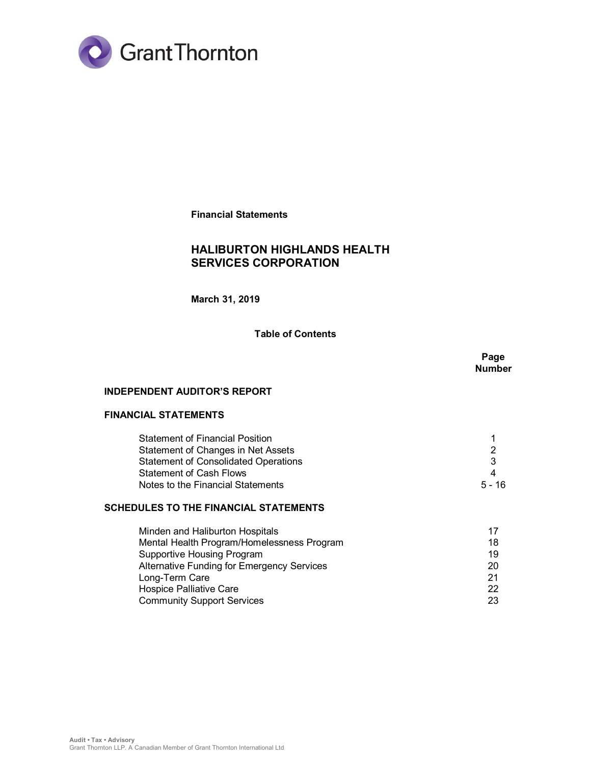Grant Thornton

**Financial Statements**

# HALIBURTON HIGHLANDS HEALTH SERVICES CORPORATION

**March 31, 2019**

## Table of Contents

| | Page Number |
|---|---|
| **INDEPENDENT AUDITOR'S REPORT** | |
| **FINANCIAL STATEMENTS** | |
| Statement of Financial Position | 1 |
| Statement of Changes in Net Assets | 2 |
| Statement of Consolidated Operations | 3 |
| Statement of Cash Flows | 4 |
| Notes to the Financial Statements | 5 - 16 |
| **SCHEDULES TO THE FINANCIAL STATEMENTS** | |
| Minden and Haliburton Hospitals | 17 |
| Mental Health Program/Homelessness Program | 18 |
| Supportive Housing Program | 19 |
| Alternative Funding for Emergency Services | 20 |
| Long-Term Care | 21 |
| Hospice Palliative Care | 22 |
| Community Support Services | 23 |

Audit • Tax • Advisory
Grant Thornton LLP. A Canadian Member of Grant Thornton International Ltd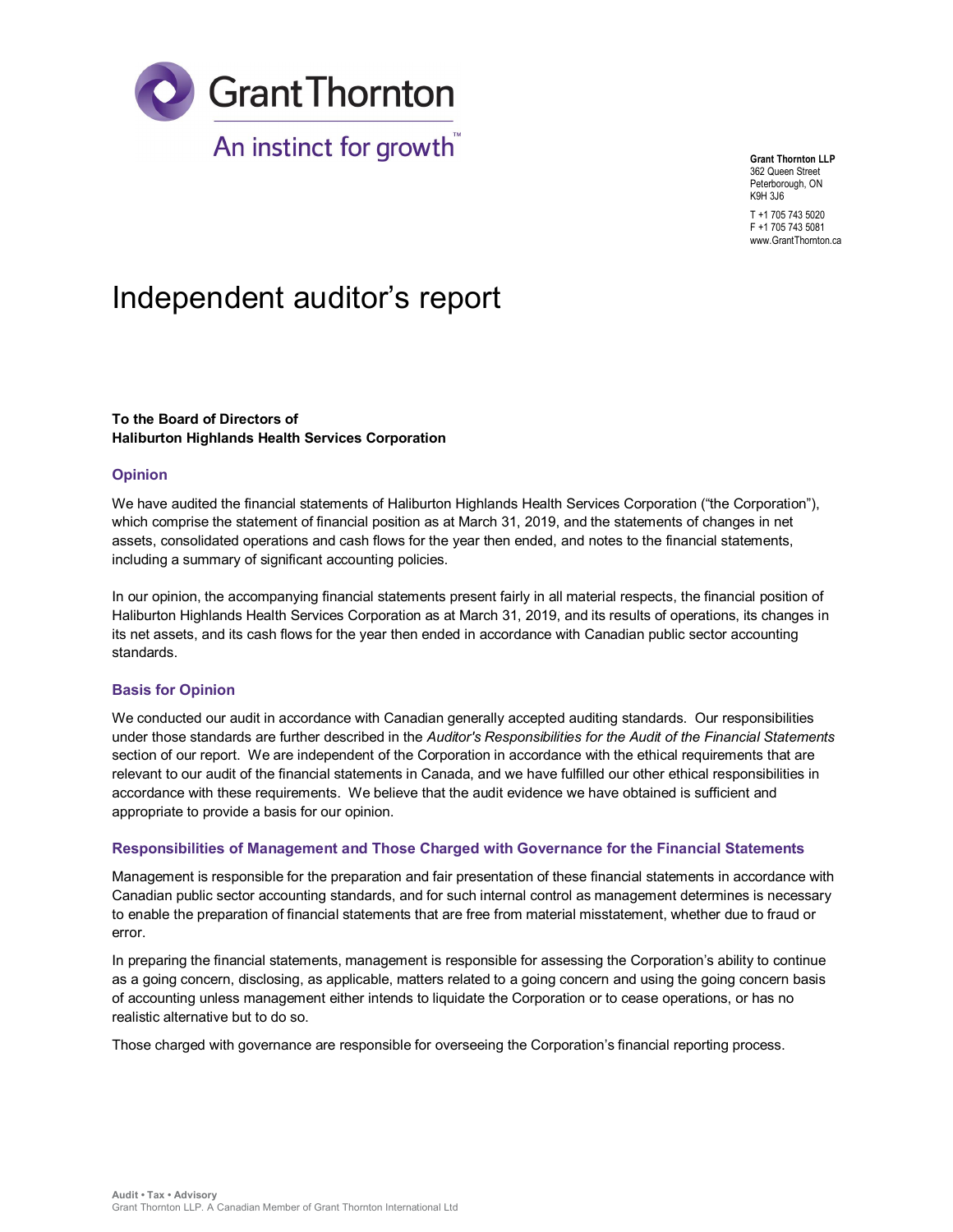Grant Thornton LLP
362 Queen Street
Peterborough, ON
K9H 3J6

T +1 705 743 5020
F +1 705 743 5081
www.GrantThornton.ca

# Independent auditor's report

**To the Board of Directors of**
**Haliburton Highlands Health Services Corporation**

## Opinion

We have audited the financial statements of Haliburton Highlands Health Services Corporation ("the Corporation"), which comprise the statement of financial position as at March 31, 2019, and the statements of changes in net assets, consolidated operations and cash flows for the year then ended, and notes to the financial statements, including a summary of significant accounting policies.

In our opinion, the accompanying financial statements present fairly in all material respects, the financial position of Haliburton Highlands Health Services Corporation as at March 31, 2019, and its results of operations, its changes in its net assets, and its cash flows for the year then ended in accordance with Canadian public sector accounting standards.

## Basis for Opinion

We conducted our audit in accordance with Canadian generally accepted auditing standards. Our responsibilities under those standards are further described in the *Auditor's Responsibilities for the Audit of the Financial Statements* section of our report. We are independent of the Corporation in accordance with the ethical requirements that are relevant to our audit of the financial statements in Canada, and we have fulfilled our other ethical responsibilities in accordance with these requirements. We believe that the audit evidence we have obtained is sufficient and appropriate to provide a basis for our opinion.

## Responsibilities of Management and Those Charged with Governance for the Financial Statements

Management is responsible for the preparation and fair presentation of these financial statements in accordance with Canadian public sector accounting standards, and for such internal control as management determines is necessary to enable the preparation of financial statements that are free from material misstatement, whether due to fraud or error.

In preparing the financial statements, management is responsible for assessing the Corporation's ability to continue as a going concern, disclosing, as applicable, matters related to a going concern and using the going concern basis of accounting unless management either intends to liquidate the Corporation or to cease operations, or has no realistic alternative but to do so.

Those charged with governance are responsible for overseeing the Corporation's financial reporting process.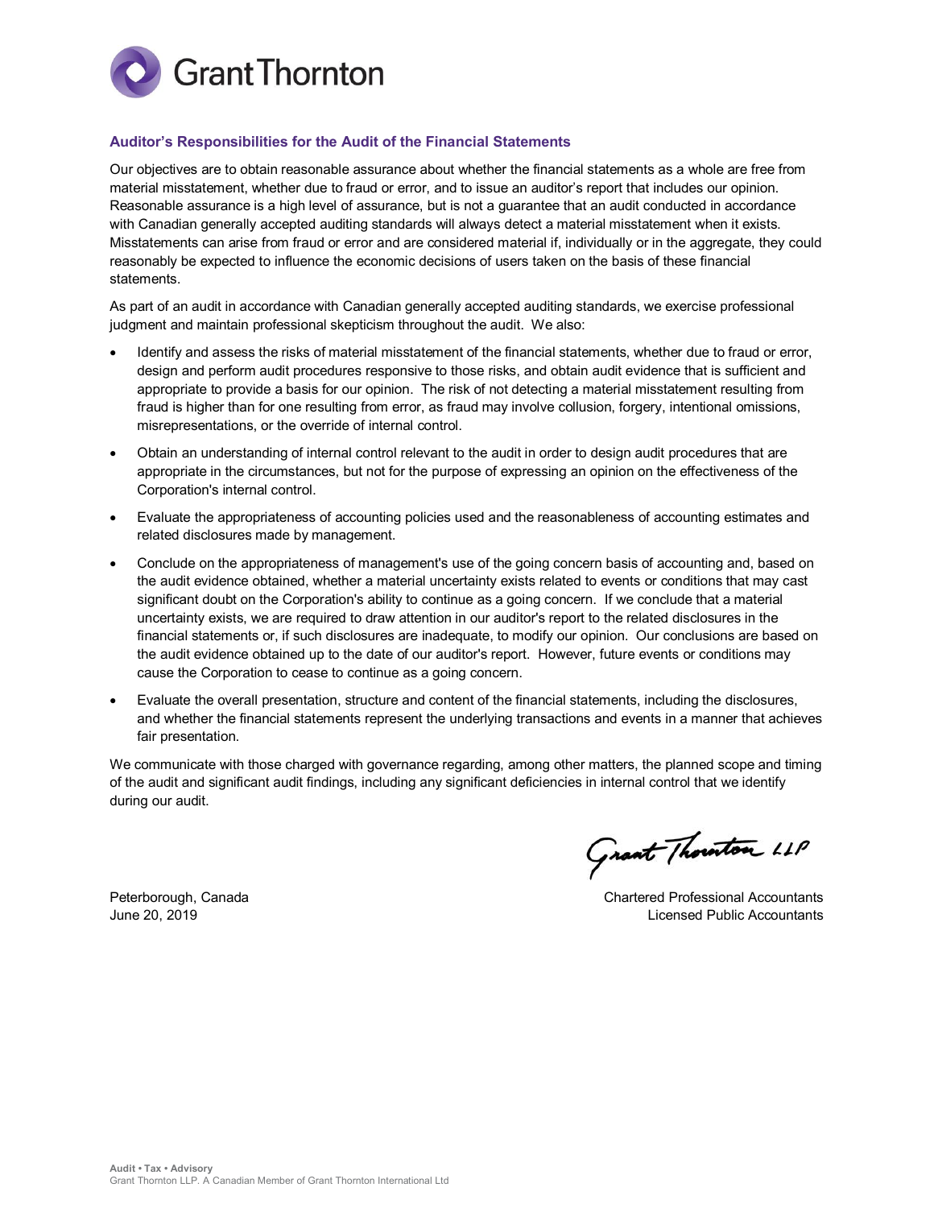## Auditor's Responsibilities for the Audit of the Financial Statements

Our objectives are to obtain reasonable assurance about whether the financial statements as a whole are free from material misstatement, whether due to fraud or error, and to issue an auditor's report that includes our opinion. Reasonable assurance is a high level of assurance, but is not a guarantee that an audit conducted in accordance with Canadian generally accepted auditing standards will always detect a material misstatement when it exists. Misstatements can arise from fraud or error and are considered material if, individually or in the aggregate, they could reasonably be expected to influence the economic decisions of users taken on the basis of these financial statements.

As part of an audit in accordance with Canadian generally accepted auditing standards, we exercise professional judgment and maintain professional skepticism throughout the audit. We also:

- Identify and assess the risks of material misstatement of the financial statements, whether due to fraud or error, design and perform audit procedures responsive to those risks, and obtain audit evidence that is sufficient and appropriate to provide a basis for our opinion. The risk of not detecting a material misstatement resulting from fraud is higher than for one resulting from error, as fraud may involve collusion, forgery, intentional omissions, misrepresentations, or the override of internal control.
- Obtain an understanding of internal control relevant to the audit in order to design audit procedures that are appropriate in the circumstances, but not for the purpose of expressing an opinion on the effectiveness of the Corporation's internal control.
- Evaluate the appropriateness of accounting policies used and the reasonableness of accounting estimates and related disclosures made by management.
- Conclude on the appropriateness of management's use of the going concern basis of accounting and, based on the audit evidence obtained, whether a material uncertainty exists related to events or conditions that may cast significant doubt on the Corporation's ability to continue as a going concern. If we conclude that a material uncertainty exists, we are required to draw attention in our auditor's report to the related disclosures in the financial statements or, if such disclosures are inadequate, to modify our opinion. Our conclusions are based on the audit evidence obtained up to the date of our auditor's report. However, future events or conditions may cause the Corporation to cease to continue as a going concern.
- Evaluate the overall presentation, structure and content of the financial statements, including the disclosures, and whether the financial statements represent the underlying transactions and events in a manner that achieves fair presentation.

We communicate with those charged with governance regarding, among other matters, the planned scope and timing of the audit and significant audit findings, including any significant deficiencies in internal control that we identify during our audit.

Grant Thornton LLP

Peterborough, Canada
June 20, 2019

Chartered Professional Accountants
Licensed Public Accountants

Audit • Tax • Advisory
Grant Thornton LLP. A Canadian Member of Grant Thornton International Ltd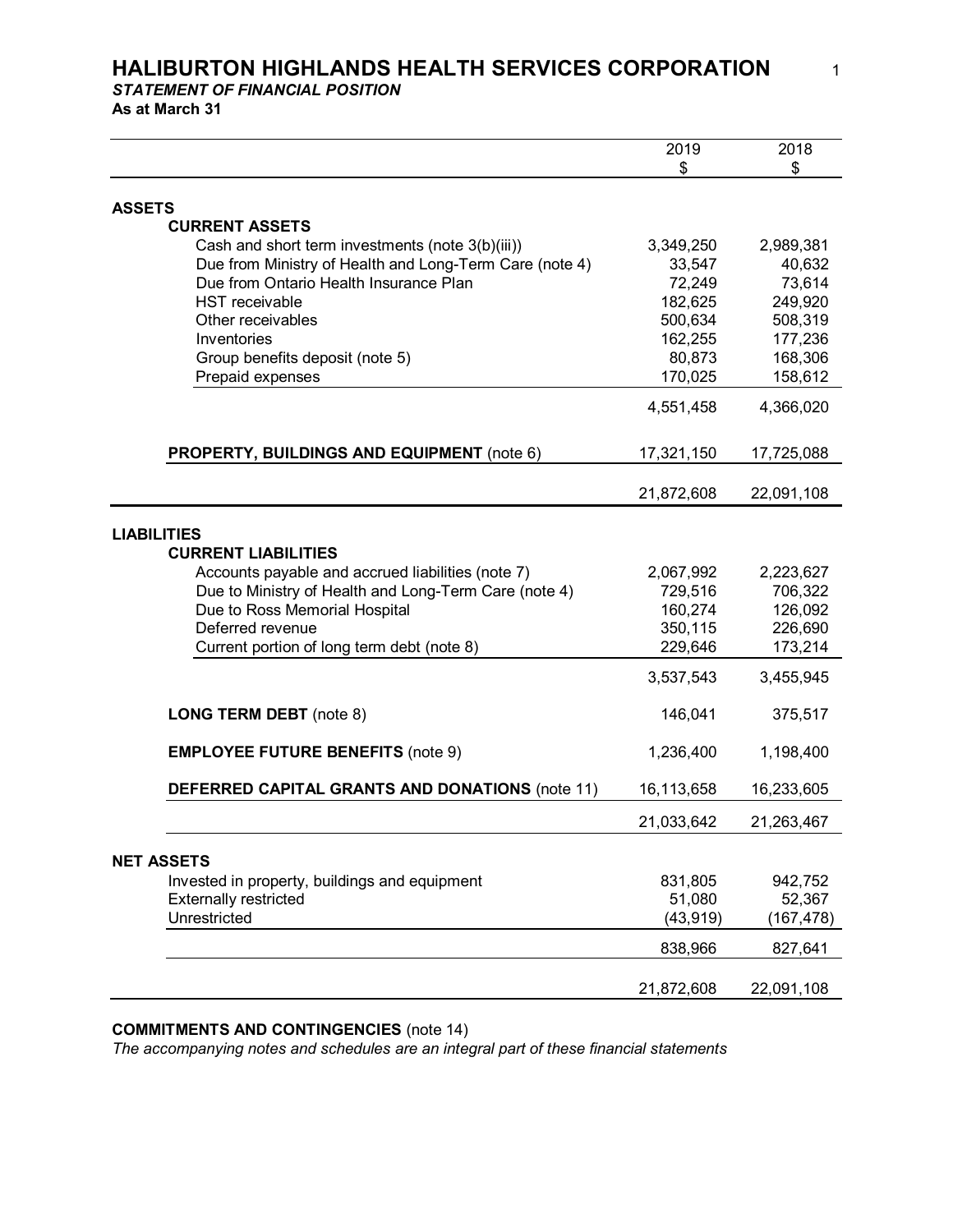# HALIBURTON HIGHLANDS HEALTH SERVICES CORPORATION

***STATEMENT OF FINANCIAL POSITION***

**As at March 31**

| | 2019 $ | 2018 $ |
|---|---|---|
| **ASSETS** | | |
| **CURRENT ASSETS** | | |
| Cash and short term investments (note 3(b)(iii)) | 3,349,250 | 2,989,381 |
| Due from Ministry of Health and Long-Term Care (note 4) | 33,547 | 40,632 |
| Due from Ontario Health Insurance Plan | 72,249 | 73,614 |
| HST receivable | 182,625 | 249,920 |
| Other receivables | 500,634 | 508,319 |
| Inventories | 162,255 | 177,236 |
| Group benefits deposit (note 5) | 80,873 | 168,306 |
| Prepaid expenses | 170,025 | 158,612 |
| | 4,551,458 | 4,366,020 |
| **PROPERTY, BUILDINGS AND EQUIPMENT** (note 6) | 17,321,150 | 17,725,088 |
| | 21,872,608 | 22,091,108 |
| **LIABILITIES** | | |
| **CURRENT LIABILITIES** | | |
| Accounts payable and accrued liabilities (note 7) | 2,067,992 | 2,223,627 |
| Due to Ministry of Health and Long-Term Care (note 4) | 729,516 | 706,322 |
| Due to Ross Memorial Hospital | 160,274 | 126,092 |
| Deferred revenue | 350,115 | 226,690 |
| Current portion of long term debt (note 8) | 229,646 | 173,214 |
| | 3,537,543 | 3,455,945 |
| **LONG TERM DEBT** (note 8) | 146,041 | 375,517 |
| **EMPLOYEE FUTURE BENEFITS** (note 9) | 1,236,400 | 1,198,400 |
| **DEFERRED CAPITAL GRANTS AND DONATIONS** (note 11) | 16,113,658 | 16,233,605 |
| | 21,033,642 | 21,263,467 |
| **NET ASSETS** | | |
| Invested in property, buildings and equipment | 831,805 | 942,752 |
| Externally restricted | 51,080 | 52,367 |
| Unrestricted | (43,919) | (167,478) |
| | 838,966 | 827,641 |
| | 21,872,608 | 22,091,108 |

**COMMITMENTS AND CONTINGENCIES** (note 14)

*The accompanying notes and schedules are an integral part of these financial statements*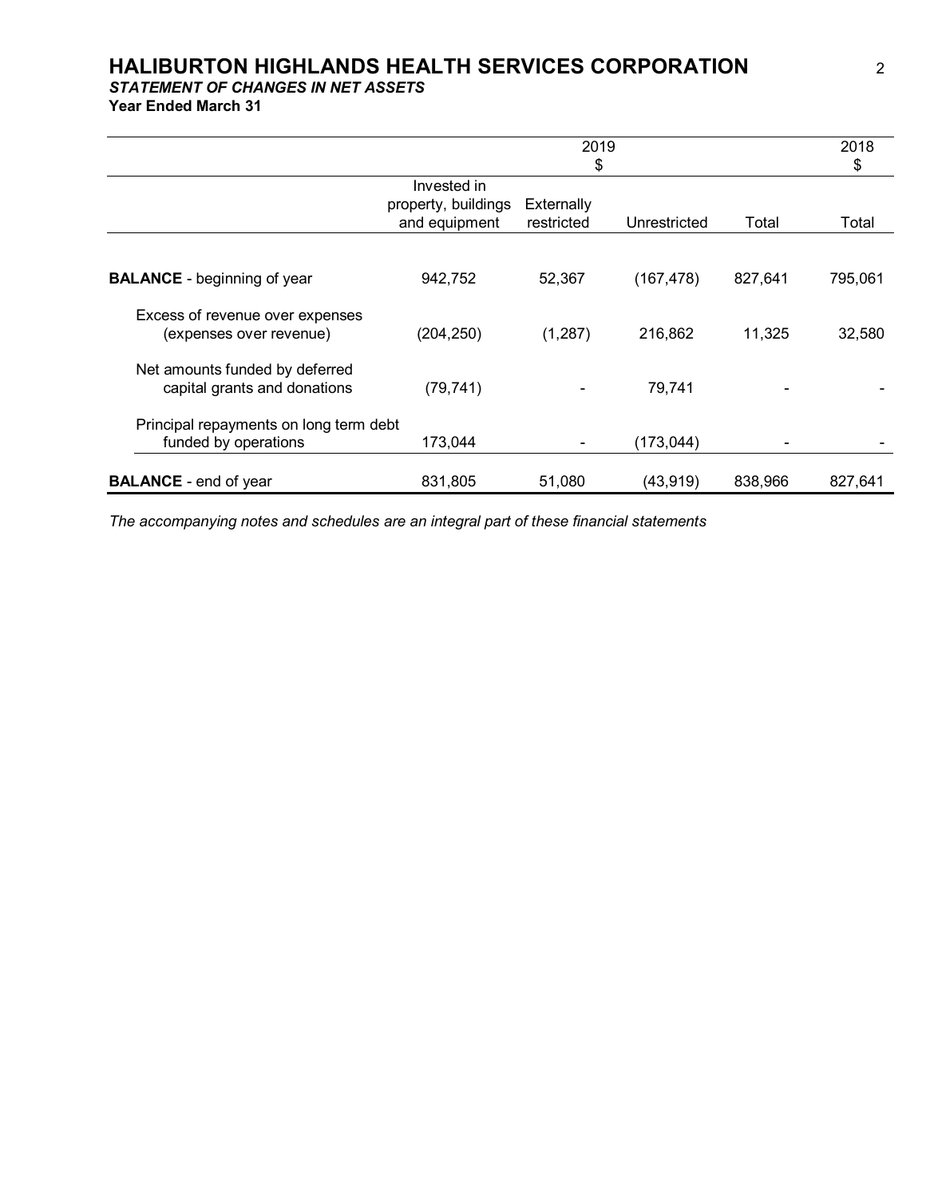# HALIBURTON HIGHLANDS HEALTH SERVICES CORPORATION

***STATEMENT OF CHANGES IN NET ASSETS***

**Year Ended March 31**

| | 2019 $ | | | | 2018 $ |
|---|---|---|---|---|---|
| | Invested in property, buildings and equipment | Externally restricted | Unrestricted | Total | Total |
| **BALANCE** - beginning of year | 942,752 | 52,367 | (167,478) | 827,641 | 795,061 |
| Excess of revenue over expenses (expenses over revenue) | (204,250) | (1,287) | 216,862 | 11,325 | 32,580 |
| Net amounts funded by deferred capital grants and donations | (79,741) | - | 79,741 | - | - |
| Principal repayments on long term debt funded by operations | 173,044 | - | (173,044) | - | - |
| **BALANCE** - end of year | 831,805 | 51,080 | (43,919) | 838,966 | 827,641 |

*The accompanying notes and schedules are an integral part of these financial statements*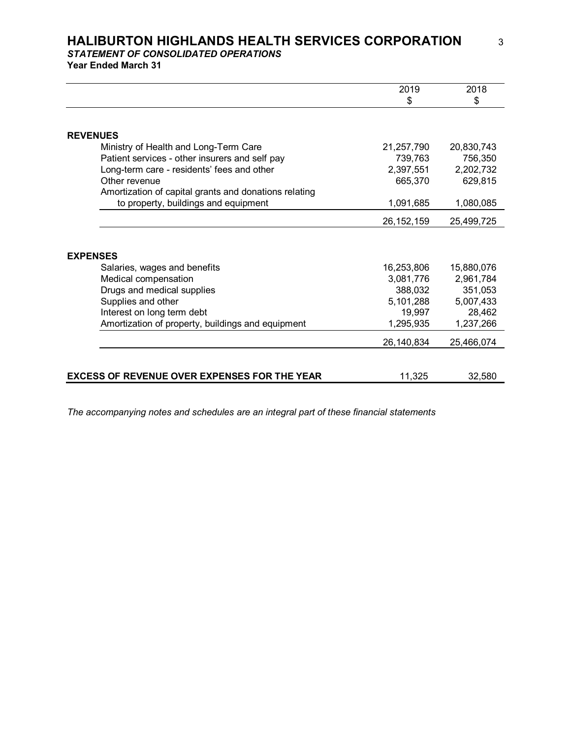# HALIBURTON HIGHLANDS HEALTH SERVICES CORPORATION

***STATEMENT OF CONSOLIDATED OPERATIONS***

**Year Ended March 31**

| | 2019<br>$ | 2018<br>$ |
|---|---|---|
| **REVENUES** | | |
| Ministry of Health and Long-Term Care | 21,257,790 | 20,830,743 |
| Patient services - other insurers and self pay | 739,763 | 756,350 |
| Long-term care - residents' fees and other | 2,397,551 | 2,202,732 |
| Other revenue | 665,370 | 629,815 |
| Amortization of capital grants and donations relating to property, buildings and equipment | 1,091,685 | 1,080,085 |
| | 26,152,159 | 25,499,725 |
| **EXPENSES** | | |
| Salaries, wages and benefits | 16,253,806 | 15,880,076 |
| Medical compensation | 3,081,776 | 2,961,784 |
| Drugs and medical supplies | 388,032 | 351,053 |
| Supplies and other | 5,101,288 | 5,007,433 |
| Interest on long term debt | 19,997 | 28,462 |
| Amortization of property, buildings and equipment | 1,295,935 | 1,237,266 |
| | 26,140,834 | 25,466,074 |
| **EXCESS OF REVENUE OVER EXPENSES FOR THE YEAR** | 11,325 | 32,580 |

*The accompanying notes and schedules are an integral part of these financial statements*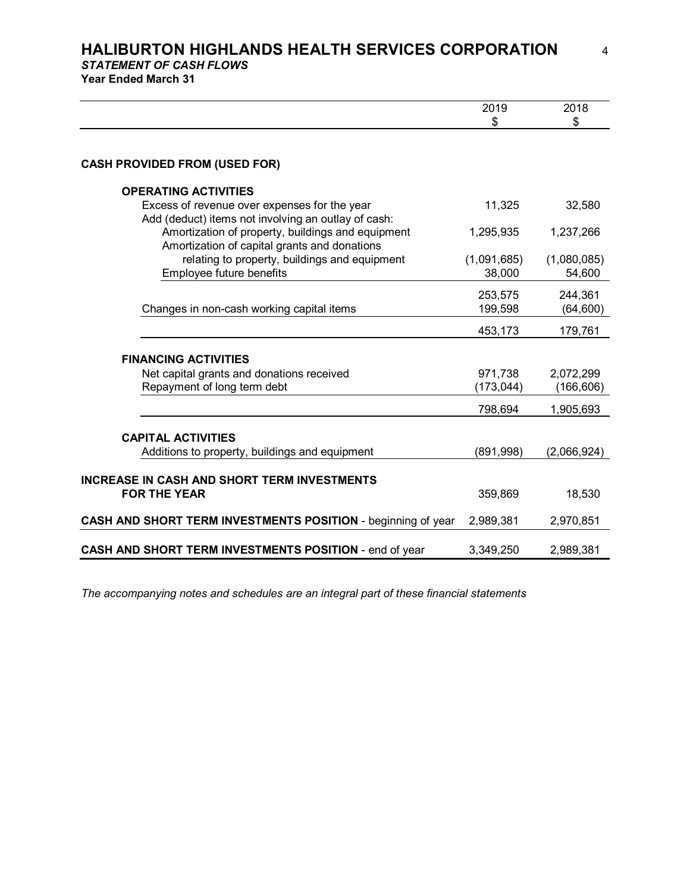# HALIBURTON HIGHLANDS HEALTH SERVICES CORPORATION

***STATEMENT OF CASH FLOWS***

**Year Ended March 31**

| | 2019<br>$ | 2018<br>$ |
|---|---|---|
| **CASH PROVIDED FROM (USED FOR)** | | |
| **OPERATING ACTIVITIES** | | |
| Excess of revenue over expenses for the year | 11,325 | 32,580 |
| Add (deduct) items not involving an outlay of cash: | | |
| Amortization of property, buildings and equipment | 1,295,935 | 1,237,266 |
| Amortization of capital grants and donations relating to property, buildings and equipment | (1,091,685) | (1,080,085) |
| Employee future benefits | 38,000 | 54,600 |
| | 253,575 | 244,361 |
| Changes in non-cash working capital items | 199,598 | (64,600) |
| | 453,173 | 179,761 |
| **FINANCING ACTIVITIES** | | |
| Net capital grants and donations received | 971,738 | 2,072,299 |
| Repayment of long term debt | (173,044) | (166,606) |
| | 798,694 | 1,905,693 |
| **CAPITAL ACTIVITIES** | | |
| Additions to property, buildings and equipment | (891,998) | (2,066,924) |
| **INCREASE IN CASH AND SHORT TERM INVESTMENTS FOR THE YEAR** | 359,869 | 18,530 |
| **CASH AND SHORT TERM INVESTMENTS POSITION** - beginning of year | 2,989,381 | 2,970,851 |
| **CASH AND SHORT TERM INVESTMENTS POSITION** - end of year | 3,349,250 | 2,989,381 |

*The accompanying notes and schedules are an integral part of these financial statements*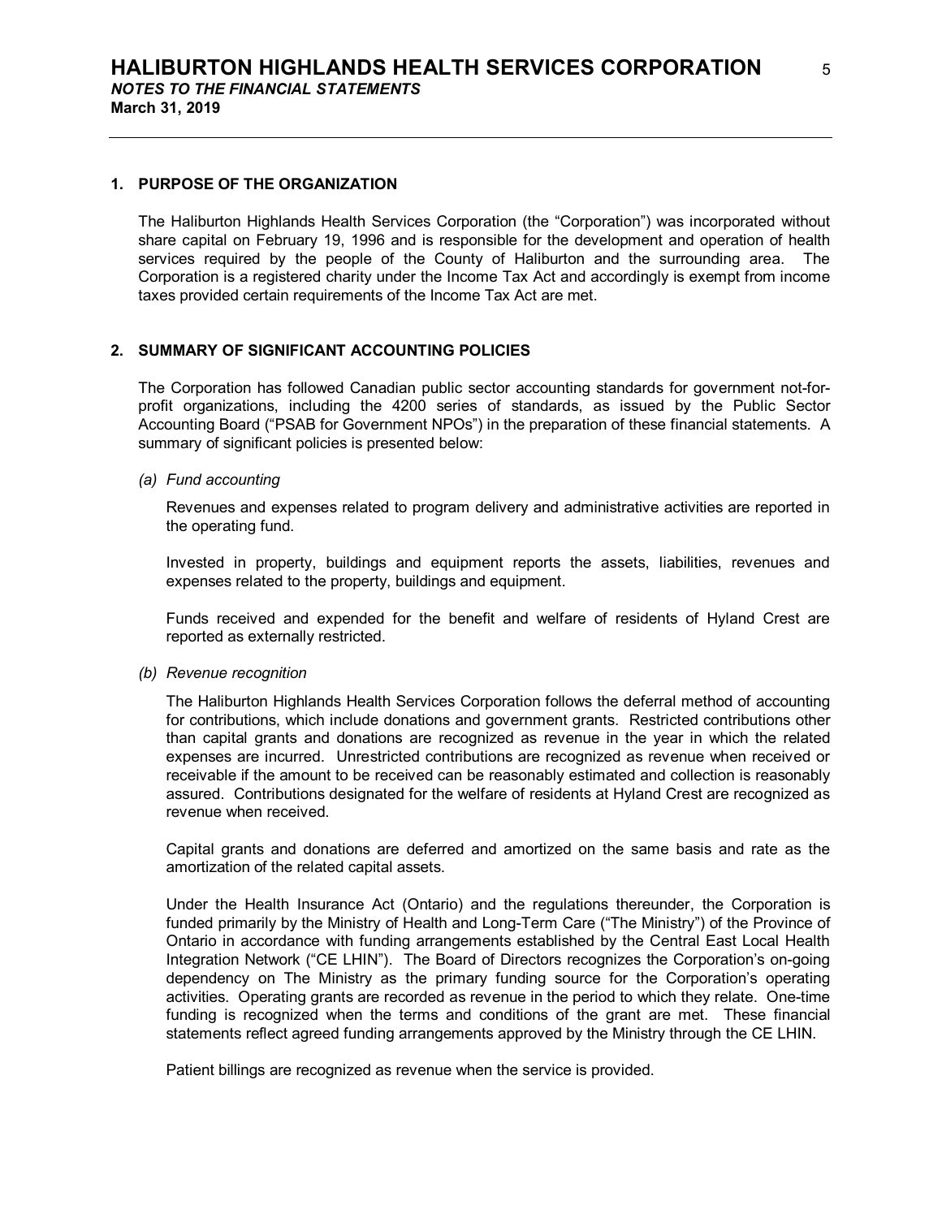# HALIBURTON HIGHLANDS HEALTH SERVICES CORPORATION

*NOTES TO THE FINANCIAL STATEMENTS*

**March 31, 2019**

## 1. PURPOSE OF THE ORGANIZATION

The Haliburton Highlands Health Services Corporation (the "Corporation") was incorporated without share capital on February 19, 1996 and is responsible for the development and operation of health services required by the people of the County of Haliburton and the surrounding area. The Corporation is a registered charity under the Income Tax Act and accordingly is exempt from income taxes provided certain requirements of the Income Tax Act are met.

## 2. SUMMARY OF SIGNIFICANT ACCOUNTING POLICIES

The Corporation has followed Canadian public sector accounting standards for government not-for-profit organizations, including the 4200 series of standards, as issued by the Public Sector Accounting Board ("PSAB for Government NPOs") in the preparation of these financial statements. A summary of significant policies is presented below:

*(a) Fund accounting*

Revenues and expenses related to program delivery and administrative activities are reported in the operating fund.

Invested in property, buildings and equipment reports the assets, liabilities, revenues and expenses related to the property, buildings and equipment.

Funds received and expended for the benefit and welfare of residents of Hyland Crest are reported as externally restricted.

*(b) Revenue recognition*

The Haliburton Highlands Health Services Corporation follows the deferral method of accounting for contributions, which include donations and government grants. Restricted contributions other than capital grants and donations are recognized as revenue in the year in which the related expenses are incurred. Unrestricted contributions are recognized as revenue when received or receivable if the amount to be received can be reasonably estimated and collection is reasonably assured. Contributions designated for the welfare of residents at Hyland Crest are recognized as revenue when received.

Capital grants and donations are deferred and amortized on the same basis and rate as the amortization of the related capital assets.

Under the Health Insurance Act (Ontario) and the regulations thereunder, the Corporation is funded primarily by the Ministry of Health and Long-Term Care ("The Ministry") of the Province of Ontario in accordance with funding arrangements established by the Central East Local Health Integration Network ("CE LHIN"). The Board of Directors recognizes the Corporation's on-going dependency on The Ministry as the primary funding source for the Corporation's operating activities. Operating grants are recorded as revenue in the period to which they relate. One-time funding is recognized when the terms and conditions of the grant are met. These financial statements reflect agreed funding arrangements approved by the Ministry through the CE LHIN.

Patient billings are recognized as revenue when the service is provided.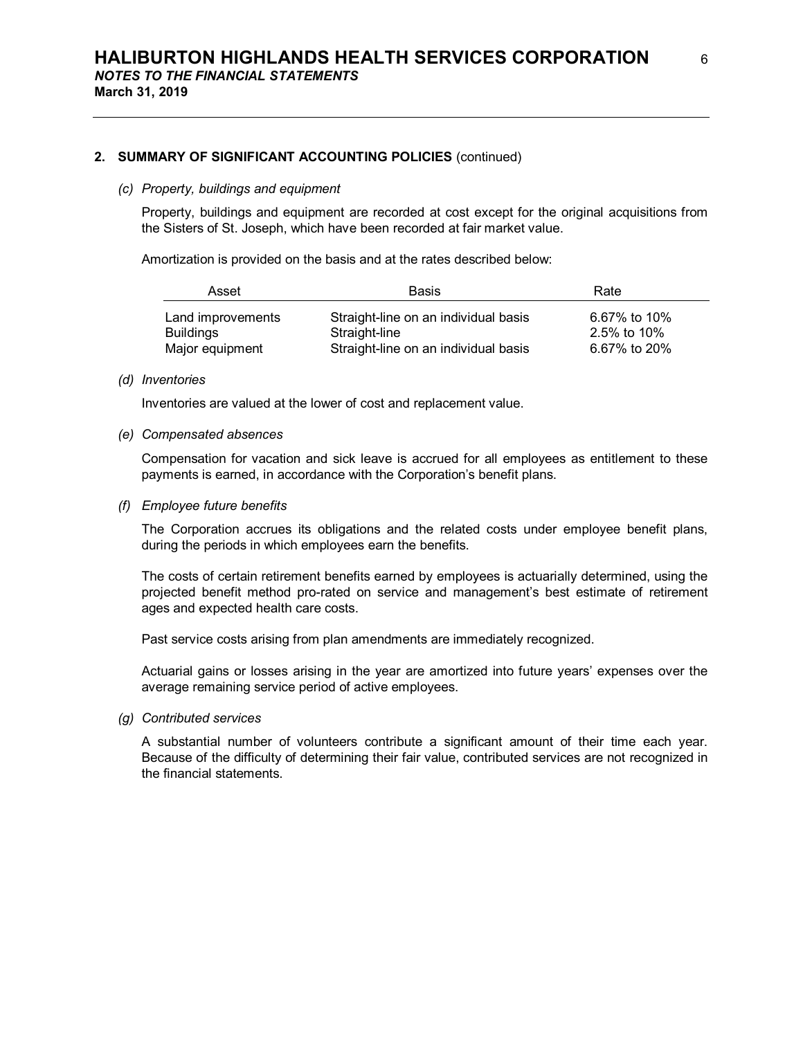## 2. SUMMARY OF SIGNIFICANT ACCOUNTING POLICIES (continued)

*(c) Property, buildings and equipment*

Property, buildings and equipment are recorded at cost except for the original acquisitions from the Sisters of St. Joseph, which have been recorded at fair market value.

Amortization is provided on the basis and at the rates described below:

| Asset | Basis | Rate |
|---|---|---|
| Land improvements | Straight-line on an individual basis | 6.67% to 10% |
| Buildings | Straight-line | 2.5% to 10% |
| Major equipment | Straight-line on an individual basis | 6.67% to 20% |

*(d) Inventories*

Inventories are valued at the lower of cost and replacement value.

*(e) Compensated absences*

Compensation for vacation and sick leave is accrued for all employees as entitlement to these payments is earned, in accordance with the Corporation's benefit plans.

*(f) Employee future benefits*

The Corporation accrues its obligations and the related costs under employee benefit plans, during the periods in which employees earn the benefits.

The costs of certain retirement benefits earned by employees is actuarially determined, using the projected benefit method pro-rated on service and management's best estimate of retirement ages and expected health care costs.

Past service costs arising from plan amendments are immediately recognized.

Actuarial gains or losses arising in the year are amortized into future years' expenses over the average remaining service period of active employees.

*(g) Contributed services*

A substantial number of volunteers contribute a significant amount of their time each year. Because of the difficulty of determining their fair value, contributed services are not recognized in the financial statements.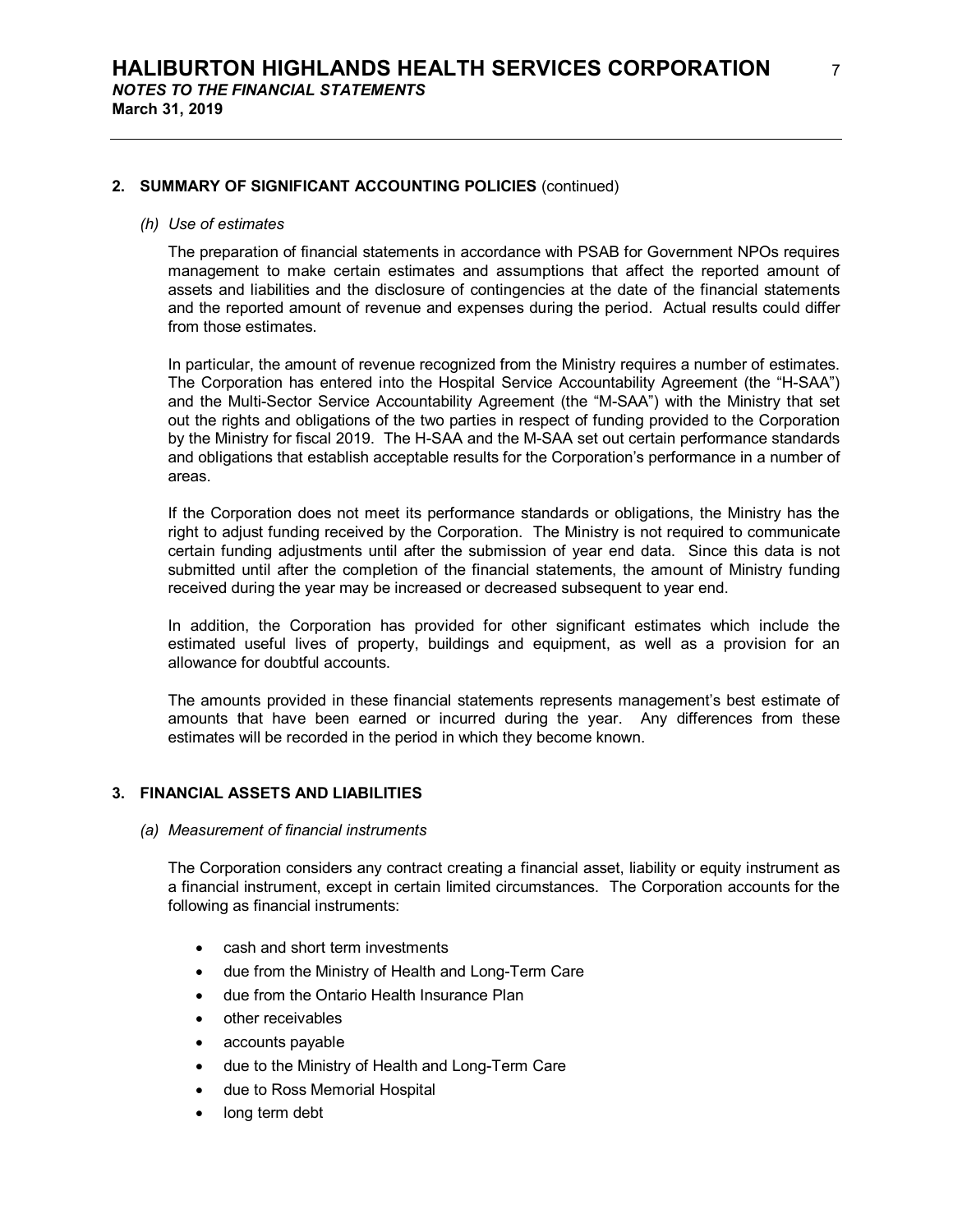## 2. SUMMARY OF SIGNIFICANT ACCOUNTING POLICIES (continued)

### *(h) Use of estimates*

The preparation of financial statements in accordance with PSAB for Government NPOs requires management to make certain estimates and assumptions that affect the reported amount of assets and liabilities and the disclosure of contingencies at the date of the financial statements and the reported amount of revenue and expenses during the period. Actual results could differ from those estimates.

In particular, the amount of revenue recognized from the Ministry requires a number of estimates. The Corporation has entered into the Hospital Service Accountability Agreement (the "H-SAA") and the Multi-Sector Service Accountability Agreement (the "M-SAA") with the Ministry that set out the rights and obligations of the two parties in respect of funding provided to the Corporation by the Ministry for fiscal 2019. The H-SAA and the M-SAA set out certain performance standards and obligations that establish acceptable results for the Corporation's performance in a number of areas.

If the Corporation does not meet its performance standards or obligations, the Ministry has the right to adjust funding received by the Corporation. The Ministry is not required to communicate certain funding adjustments until after the submission of year end data. Since this data is not submitted until after the completion of the financial statements, the amount of Ministry funding received during the year may be increased or decreased subsequent to year end.

In addition, the Corporation has provided for other significant estimates which include the estimated useful lives of property, buildings and equipment, as well as a provision for an allowance for doubtful accounts.

The amounts provided in these financial statements represents management's best estimate of amounts that have been earned or incurred during the year. Any differences from these estimates will be recorded in the period in which they become known.

## 3. FINANCIAL ASSETS AND LIABILITIES

### *(a) Measurement of financial instruments*

The Corporation considers any contract creating a financial asset, liability or equity instrument as a financial instrument, except in certain limited circumstances. The Corporation accounts for the following as financial instruments:

- cash and short term investments
- due from the Ministry of Health and Long-Term Care
- due from the Ontario Health Insurance Plan
- other receivables
- accounts payable
- due to the Ministry of Health and Long-Term Care
- due to Ross Memorial Hospital
- long term debt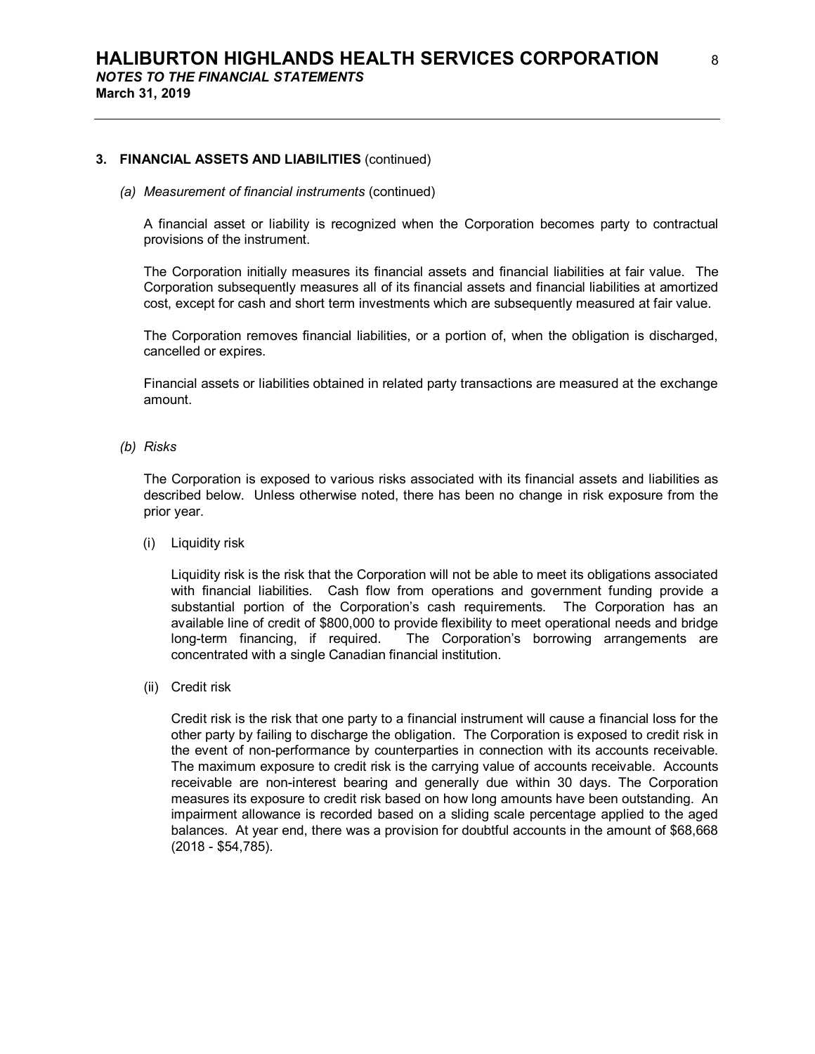## 3. FINANCIAL ASSETS AND LIABILITIES (continued)

### *(a) Measurement of financial instruments* (continued)

A financial asset or liability is recognized when the Corporation becomes party to contractual provisions of the instrument.

The Corporation initially measures its financial assets and financial liabilities at fair value. The Corporation subsequently measures all of its financial assets and financial liabilities at amortized cost, except for cash and short term investments which are subsequently measured at fair value.

The Corporation removes financial liabilities, or a portion of, when the obligation is discharged, cancelled or expires.

Financial assets or liabilities obtained in related party transactions are measured at the exchange amount.

### *(b) Risks*

The Corporation is exposed to various risks associated with its financial assets and liabilities as described below. Unless otherwise noted, there has been no change in risk exposure from the prior year.

(i) Liquidity risk

Liquidity risk is the risk that the Corporation will not be able to meet its obligations associated with financial liabilities. Cash flow from operations and government funding provide a substantial portion of the Corporation's cash requirements. The Corporation has an available line of credit of $800,000 to provide flexibility to meet operational needs and bridge long-term financing, if required. The Corporation's borrowing arrangements are concentrated with a single Canadian financial institution.

(ii) Credit risk

Credit risk is the risk that one party to a financial instrument will cause a financial loss for the other party by failing to discharge the obligation. The Corporation is exposed to credit risk in the event of non-performance by counterparties in connection with its accounts receivable. The maximum exposure to credit risk is the carrying value of accounts receivable. Accounts receivable are non-interest bearing and generally due within 30 days. The Corporation measures its exposure to credit risk based on how long amounts have been outstanding. An impairment allowance is recorded based on a sliding scale percentage applied to the aged balances. At year end, there was a provision for doubtful accounts in the amount of $68,668 (2018 - $54,785).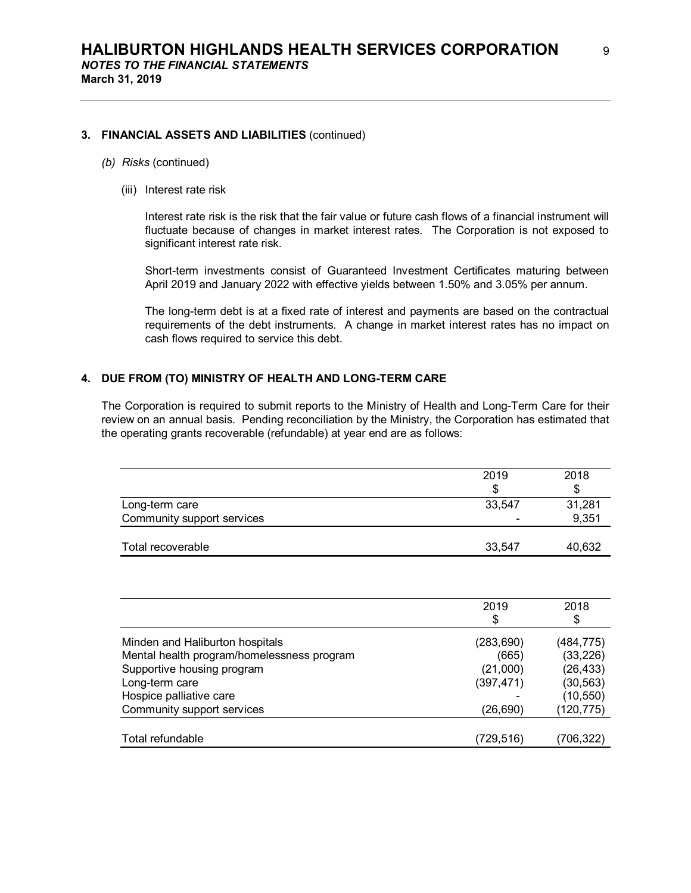## 3. FINANCIAL ASSETS AND LIABILITIES (continued)

*(b) Risks* (continued)

(iii) Interest rate risk

Interest rate risk is the risk that the fair value or future cash flows of a financial instrument will fluctuate because of changes in market interest rates. The Corporation is not exposed to significant interest rate risk.

Short-term investments consist of Guaranteed Investment Certificates maturing between April 2019 and January 2022 with effective yields between 1.50% and 3.05% per annum.

The long-term debt is at a fixed rate of interest and payments are based on the contractual requirements of the debt instruments. A change in market interest rates has no impact on cash flows required to service this debt.

## 4. DUE FROM (TO) MINISTRY OF HEALTH AND LONG-TERM CARE

The Corporation is required to submit reports to the Ministry of Health and Long-Term Care for their review on an annual basis. Pending reconciliation by the Ministry, the Corporation has estimated that the operating grants recoverable (refundable) at year end are as follows:

| | 2019<br>$ | 2018<br>$ |
|---|---|---|
| Long-term care | 33,547 | 31,281 |
| Community support services | - | 9,351 |
| Total recoverable | 33,547 | 40,632 |

| | 2019<br>$ | 2018<br>$ |
|---|---|---|
| Minden and Haliburton hospitals | (283,690) | (484,775) |
| Mental health program/homelessness program | (665) | (33,226) |
| Supportive housing program | (21,000) | (26,433) |
| Long-term care | (397,471) | (30,563) |
| Hospice palliative care | - | (10,550) |
| Community support services | (26,690) | (120,775) |
| Total refundable | (729,516) | (706,322) |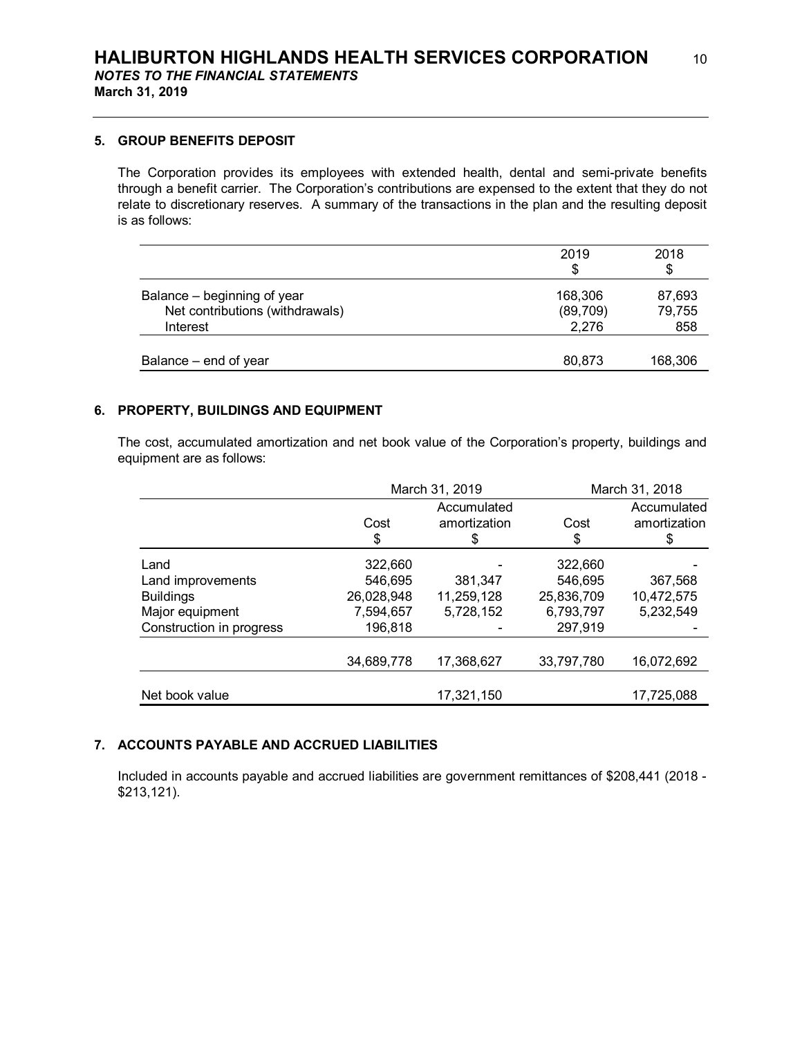# HALIBURTON HIGHLANDS HEALTH SERVICES CORPORATION

***NOTES TO THE FINANCIAL STATEMENTS***

**March 31, 2019**

## 5. GROUP BENEFITS DEPOSIT

The Corporation provides its employees with extended health, dental and semi-private benefits through a benefit carrier. The Corporation's contributions are expensed to the extent that they do not relate to discretionary reserves. A summary of the transactions in the plan and the resulting deposit is as follows:

| | 2019<br>$ | 2018<br>$ |
|---|---|---|
| Balance – beginning of year | 168,306 | 87,693 |
| Net contributions (withdrawals) | (89,709) | 79,755 |
| Interest | 2,276 | 858 |
| Balance – end of year | 80,873 | 168,306 |

## 6. PROPERTY, BUILDINGS AND EQUIPMENT

The cost, accumulated amortization and net book value of the Corporation's property, buildings and equipment are as follows:

| | March 31, 2019 | | March 31, 2018 | |
|---|---|---|---|---|
| | Cost<br>$ | Accumulated amortization<br>$ | Cost<br>$ | Accumulated amortization<br>$ |
| Land | 322,660 | - | 322,660 | - |
| Land improvements | 546,695 | 381,347 | 546,695 | 367,568 |
| Buildings | 26,028,948 | 11,259,128 | 25,836,709 | 10,472,575 |
| Major equipment | 7,594,657 | 5,728,152 | 6,793,797 | 5,232,549 |
| Construction in progress | 196,818 | - | 297,919 | - |
| | 34,689,778 | 17,368,627 | 33,797,780 | 16,072,692 |
| Net book value | | 17,321,150 | | 17,725,088 |

## 7. ACCOUNTS PAYABLE AND ACCRUED LIABILITIES

Included in accounts payable and accrued liabilities are government remittances of $208,441 (2018 - $213,121).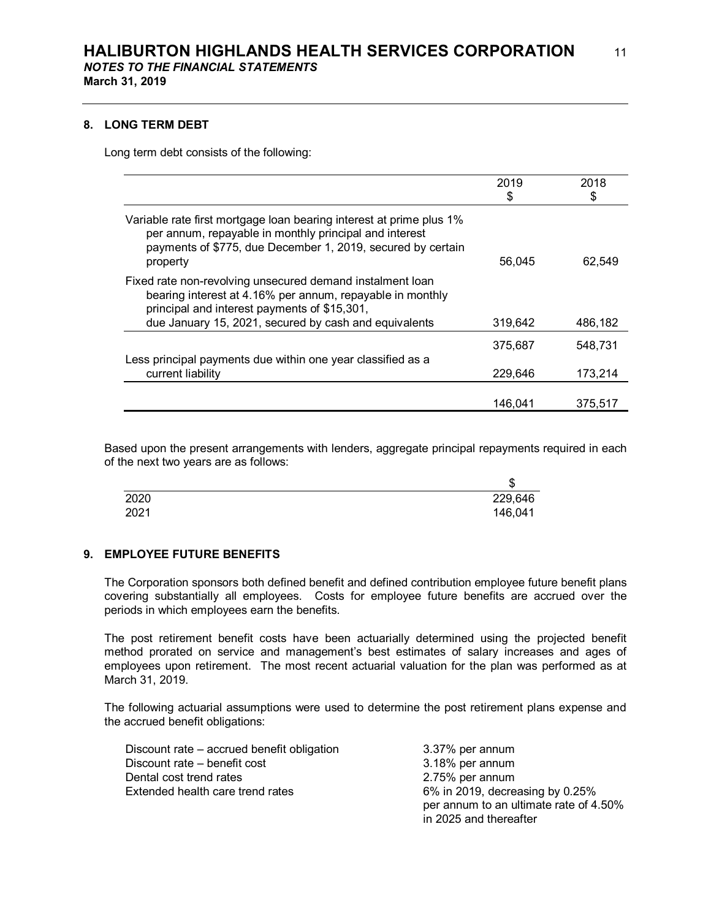## 8. LONG TERM DEBT

Long term debt consists of the following:

| | 2019 $ | 2018 $ |
|---|---|---|
| Variable rate first mortgage loan bearing interest at prime plus 1% per annum, repayable in monthly principal and interest payments of $775, due December 1, 2019, secured by certain property | 56,045 | 62,549 |
| Fixed rate non-revolving unsecured demand instalment loan bearing interest at 4.16% per annum, repayable in monthly principal and interest payments of $15,301, due January 15, 2021, secured by cash and equivalents | 319,642 | 486,182 |
| | 375,687 | 548,731 |
| Less principal payments due within one year classified as a current liability | 229,646 | 173,214 |
| | 146,041 | 375,517 |

Based upon the present arrangements with lenders, aggregate principal repayments required in each of the next two years are as follows:

| | $ |
|---|---|
| 2020 | 229,646 |
| 2021 | 146,041 |

## 9. EMPLOYEE FUTURE BENEFITS

The Corporation sponsors both defined benefit and defined contribution employee future benefit plans covering substantially all employees. Costs for employee future benefits are accrued over the periods in which employees earn the benefits.

The post retirement benefit costs have been actuarially determined using the projected benefit method prorated on service and management's best estimates of salary increases and ages of employees upon retirement. The most recent actuarial valuation for the plan was performed as at March 31, 2019.

The following actuarial assumptions were used to determine the post retirement plans expense and the accrued benefit obligations:

| | |
|---|---|
| Discount rate – accrued benefit obligation | 3.37% per annum |
| Discount rate – benefit cost | 3.18% per annum |
| Dental cost trend rates | 2.75% per annum |
| Extended health care trend rates | 6% in 2019, decreasing by 0.25% per annum to an ultimate rate of 4.50% in 2025 and thereafter |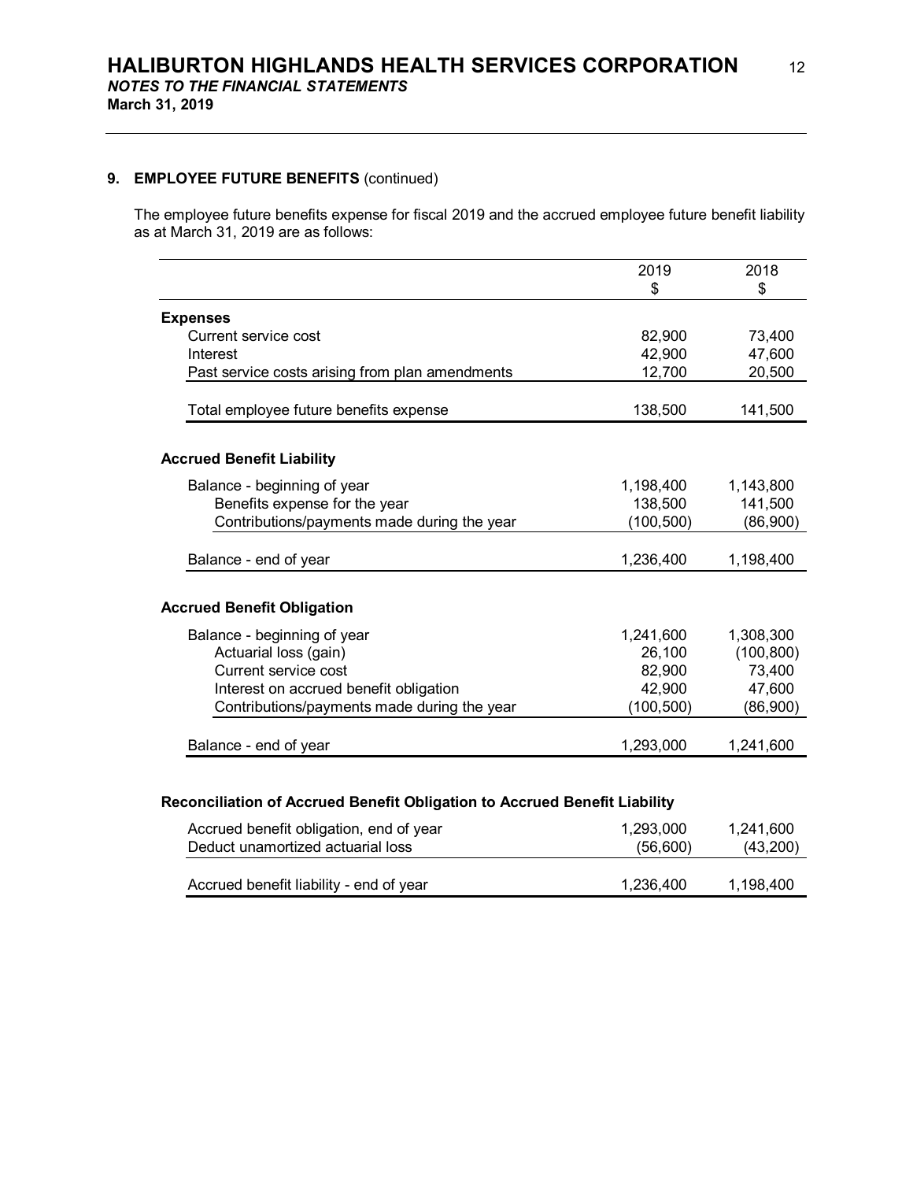## 9. EMPLOYEE FUTURE BENEFITS (continued)

The employee future benefits expense for fiscal 2019 and the accrued employee future benefit liability as at March 31, 2019 are as follows:

| | 2019<br>$ | 2018<br>$ |
|---|---|---|
| **Expenses** | | |
| Current service cost | 82,900 | 73,400 |
| Interest | 42,900 | 47,600 |
| Past service costs arising from plan amendments | 12,700 | 20,500 |
| Total employee future benefits expense | 138,500 | 141,500 |
| **Accrued Benefit Liability** | | |
| Balance - beginning of year | 1,198,400 | 1,143,800 |
| Benefits expense for the year | 138,500 | 141,500 |
| Contributions/payments made during the year | (100,500) | (86,900) |
| Balance - end of year | 1,236,400 | 1,198,400 |
| **Accrued Benefit Obligation** | | |
| Balance - beginning of year | 1,241,600 | 1,308,300 |
| Actuarial loss (gain) | 26,100 | (100,800) |
| Current service cost | 82,900 | 73,400 |
| Interest on accrued benefit obligation | 42,900 | 47,600 |
| Contributions/payments made during the year | (100,500) | (86,900) |
| Balance - end of year | 1,293,000 | 1,241,600 |

**Reconciliation of Accrued Benefit Obligation to Accrued Benefit Liability**

| | 2019<br>$ | 2018<br>$ |
|---|---|---|
| Accrued benefit obligation, end of year | 1,293,000 | 1,241,600 |
| Deduct unamortized actuarial loss | (56,600) | (43,200) |
| Accrued benefit liability - end of year | 1,236,400 | 1,198,400 |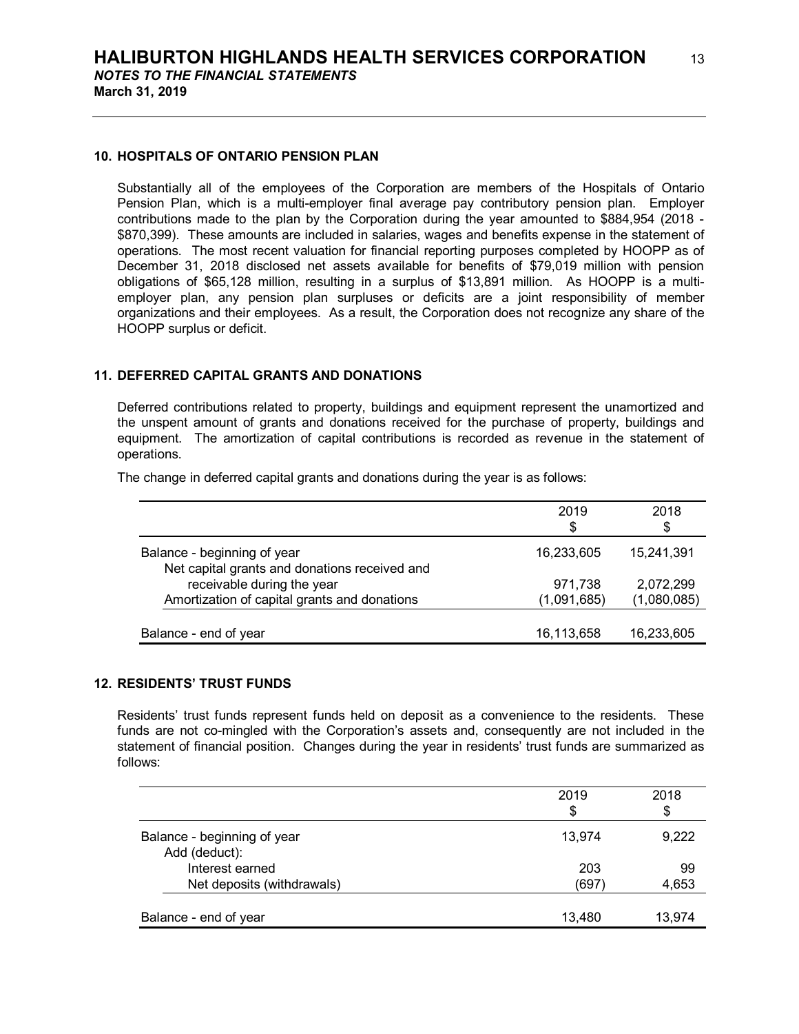## 10. HOSPITALS OF ONTARIO PENSION PLAN

Substantially all of the employees of the Corporation are members of the Hospitals of Ontario Pension Plan, which is a multi-employer final average pay contributory pension plan. Employer contributions made to the plan by the Corporation during the year amounted to $884,954 (2018 - $870,399). These amounts are included in salaries, wages and benefits expense in the statement of operations. The most recent valuation for financial reporting purposes completed by HOOPP as of December 31, 2018 disclosed net assets available for benefits of $79,019 million with pension obligations of $65,128 million, resulting in a surplus of $13,891 million. As HOOPP is a multi-employer plan, any pension plan surpluses or deficits are a joint responsibility of member organizations and their employees. As a result, the Corporation does not recognize any share of the HOOPP surplus or deficit.

## 11. DEFERRED CAPITAL GRANTS AND DONATIONS

Deferred contributions related to property, buildings and equipment represent the unamortized and the unspent amount of grants and donations received for the purchase of property, buildings and equipment. The amortization of capital contributions is recorded as revenue in the statement of operations.

The change in deferred capital grants and donations during the year is as follows:

| | 2019<br>$ | 2018<br>$ |
|---|---|---|
| Balance - beginning of year | 16,233,605 | 15,241,391 |
| Net capital grants and donations received and receivable during the year | 971,738 | 2,072,299 |
| Amortization of capital grants and donations | (1,091,685) | (1,080,085) |
| Balance - end of year | 16,113,658 | 16,233,605 |

## 12. RESIDENTS' TRUST FUNDS

Residents' trust funds represent funds held on deposit as a convenience to the residents. These funds are not co-mingled with the Corporation's assets and, consequently are not included in the statement of financial position. Changes during the year in residents' trust funds are summarized as follows:

| | 2019<br>$ | 2018<br>$ |
|---|---|---|
| Balance - beginning of year | 13,974 | 9,222 |
| Add (deduct): | | |
| Interest earned | 203 | 99 |
| Net deposits (withdrawals) | (697) | 4,653 |
| Balance - end of year | 13,480 | 13,974 |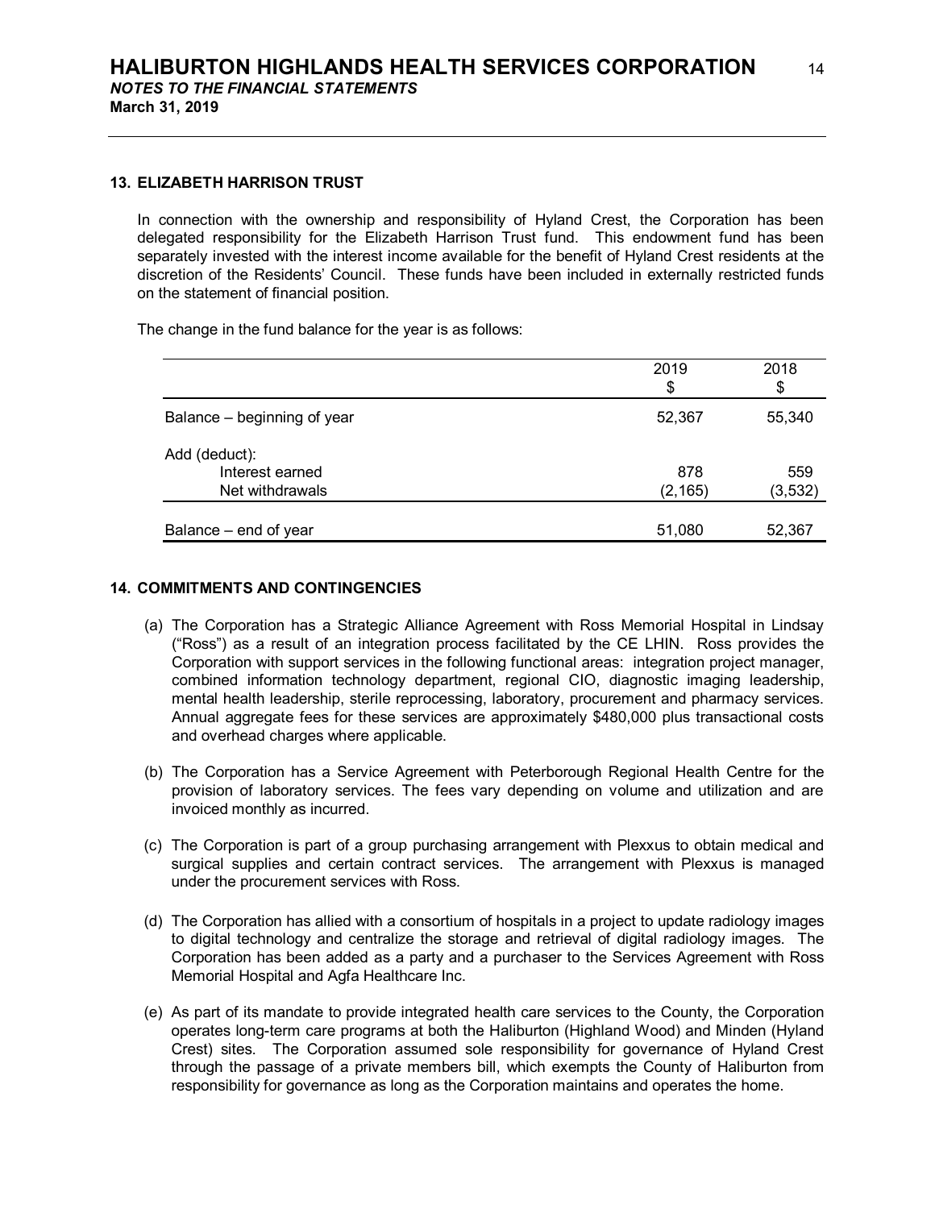### 13. ELIZABETH HARRISON TRUST

In connection with the ownership and responsibility of Hyland Crest, the Corporation has been delegated responsibility for the Elizabeth Harrison Trust fund. This endowment fund has been separately invested with the interest income available for the benefit of Hyland Crest residents at the discretion of the Residents' Council. These funds have been included in externally restricted funds on the statement of financial position.

The change in the fund balance for the year is as follows:

| | 2019<br>$ | 2018<br>$ |
|---|---|---|
| Balance – beginning of year | 52,367 | 55,340 |
| Add (deduct): | | |
| Interest earned | 878 | 559 |
| Net withdrawals | (2,165) | (3,532) |
| Balance – end of year | 51,080 | 52,367 |

### 14. COMMITMENTS AND CONTINGENCIES

(a) The Corporation has a Strategic Alliance Agreement with Ross Memorial Hospital in Lindsay ("Ross") as a result of an integration process facilitated by the CE LHIN. Ross provides the Corporation with support services in the following functional areas: integration project manager, combined information technology department, regional CIO, diagnostic imaging leadership, mental health leadership, sterile reprocessing, laboratory, procurement and pharmacy services. Annual aggregate fees for these services are approximately $480,000 plus transactional costs and overhead charges where applicable.

(b) The Corporation has a Service Agreement with Peterborough Regional Health Centre for the provision of laboratory services. The fees vary depending on volume and utilization and are invoiced monthly as incurred.

(c) The Corporation is part of a group purchasing arrangement with Plexxus to obtain medical and surgical supplies and certain contract services. The arrangement with Plexxus is managed under the procurement services with Ross.

(d) The Corporation has allied with a consortium of hospitals in a project to update radiology images to digital technology and centralize the storage and retrieval of digital radiology images. The Corporation has been added as a party and a purchaser to the Services Agreement with Ross Memorial Hospital and Agfa Healthcare Inc.

(e) As part of its mandate to provide integrated health care services to the County, the Corporation operates long-term care programs at both the Haliburton (Highland Wood) and Minden (Hyland Crest) sites. The Corporation assumed sole responsibility for governance of Hyland Crest through the passage of a private members bill, which exempts the County of Haliburton from responsibility for governance as long as the Corporation maintains and operates the home.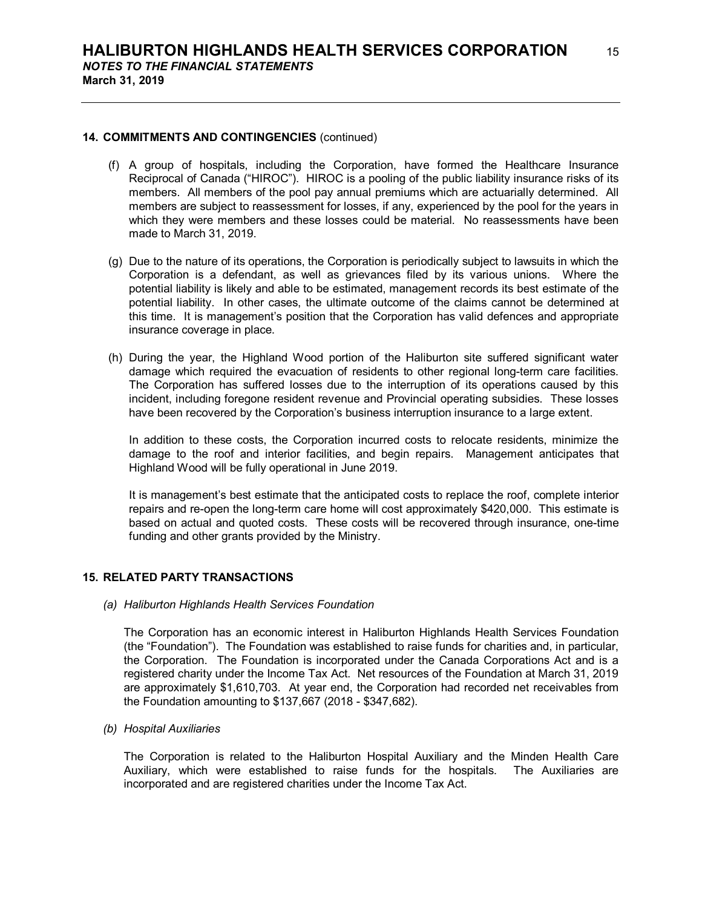**14. COMMITMENTS AND CONTINGENCIES** (continued)

(f) A group of hospitals, including the Corporation, have formed the Healthcare Insurance Reciprocal of Canada ("HIROC"). HIROC is a pooling of the public liability insurance risks of its members. All members of the pool pay annual premiums which are actuarially determined. All members are subject to reassessment for losses, if any, experienced by the pool for the years in which they were members and these losses could be material. No reassessments have been made to March 31, 2019.

(g) Due to the nature of its operations, the Corporation is periodically subject to lawsuits in which the Corporation is a defendant, as well as grievances filed by its various unions. Where the potential liability is likely and able to be estimated, management records its best estimate of the potential liability. In other cases, the ultimate outcome of the claims cannot be determined at this time. It is management's position that the Corporation has valid defences and appropriate insurance coverage in place.

(h) During the year, the Highland Wood portion of the Haliburton site suffered significant water damage which required the evacuation of residents to other regional long-term care facilities. The Corporation has suffered losses due to the interruption of its operations caused by this incident, including foregone resident revenue and Provincial operating subsidies. These losses have been recovered by the Corporation's business interruption insurance to a large extent.

In addition to these costs, the Corporation incurred costs to relocate residents, minimize the damage to the roof and interior facilities, and begin repairs. Management anticipates that Highland Wood will be fully operational in June 2019.

It is management's best estimate that the anticipated costs to replace the roof, complete interior repairs and re-open the long-term care home will cost approximately $420,000. This estimate is based on actual and quoted costs. These costs will be recovered through insurance, one-time funding and other grants provided by the Ministry.

**15. RELATED PARTY TRANSACTIONS**

*(a) Haliburton Highlands Health Services Foundation*

The Corporation has an economic interest in Haliburton Highlands Health Services Foundation (the "Foundation"). The Foundation was established to raise funds for charities and, in particular, the Corporation. The Foundation is incorporated under the Canada Corporations Act and is a registered charity under the Income Tax Act. Net resources of the Foundation at March 31, 2019 are approximately $1,610,703. At year end, the Corporation had recorded net receivables from the Foundation amounting to $137,667 (2018 - $347,682).

*(b) Hospital Auxiliaries*

The Corporation is related to the Haliburton Hospital Auxiliary and the Minden Health Care Auxiliary, which were established to raise funds for the hospitals. The Auxiliaries are incorporated and are registered charities under the Income Tax Act.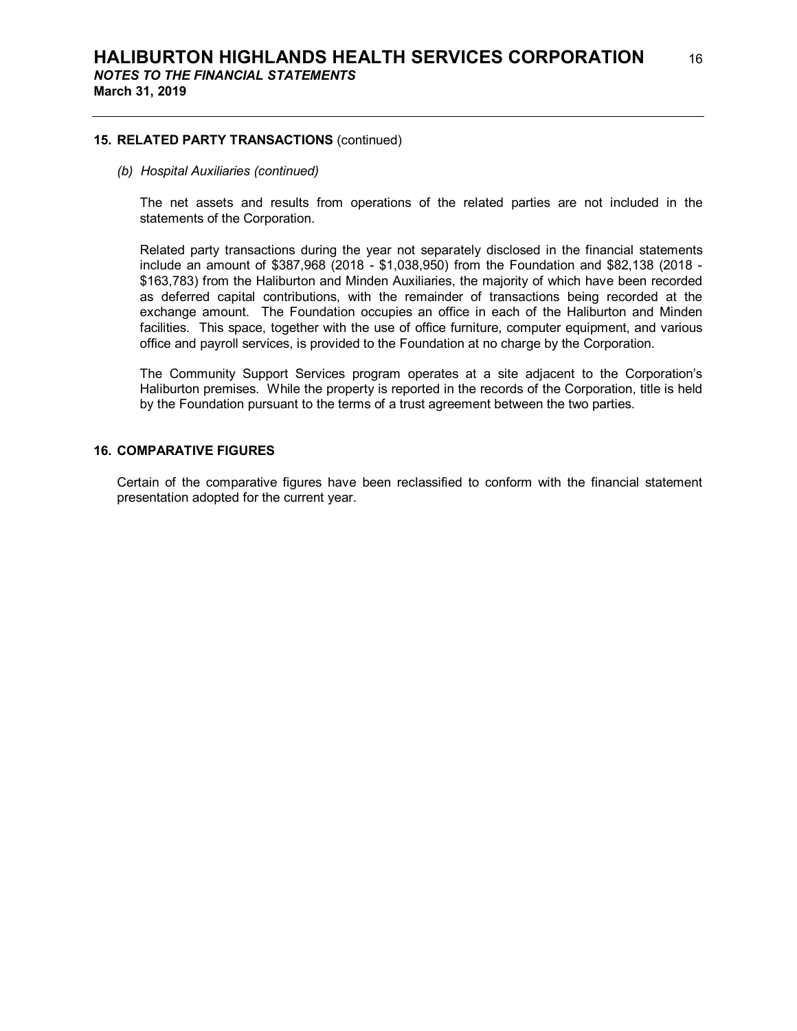## 15. RELATED PARTY TRANSACTIONS (continued)

*(b) Hospital Auxiliaries (continued)*

The net assets and results from operations of the related parties are not included in the statements of the Corporation.

Related party transactions during the year not separately disclosed in the financial statements include an amount of $387,968 (2018 - $1,038,950) from the Foundation and $82,138 (2018 - $163,783) from the Haliburton and Minden Auxiliaries, the majority of which have been recorded as deferred capital contributions, with the remainder of transactions being recorded at the exchange amount. The Foundation occupies an office in each of the Haliburton and Minden facilities. This space, together with the use of office furniture, computer equipment, and various office and payroll services, is provided to the Foundation at no charge by the Corporation.

The Community Support Services program operates at a site adjacent to the Corporation's Haliburton premises. While the property is reported in the records of the Corporation, title is held by the Foundation pursuant to the terms of a trust agreement between the two parties.

## 16. COMPARATIVE FIGURES

Certain of the comparative figures have been reclassified to conform with the financial statement presentation adopted for the current year.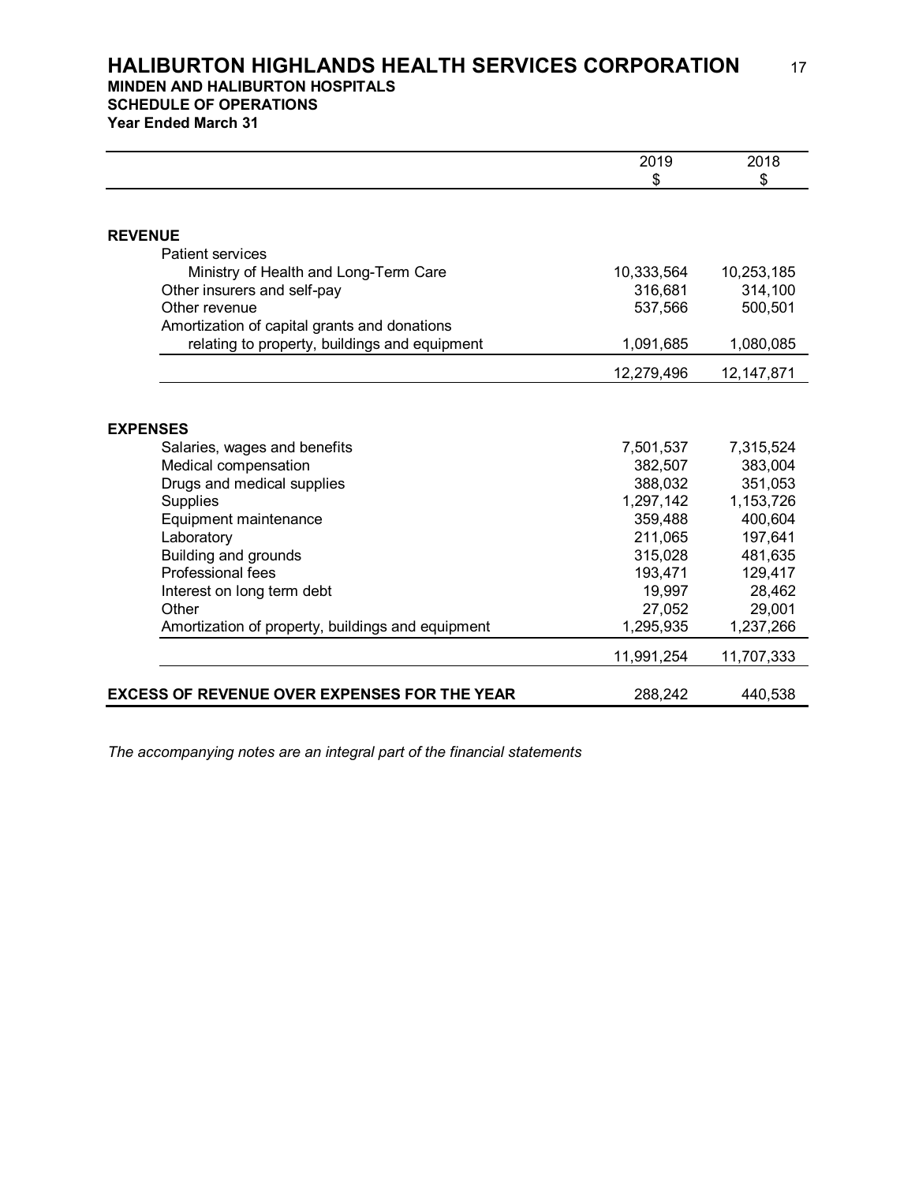# HALIBURTON HIGHLANDS HEALTH SERVICES CORPORATION

**MINDEN AND HALIBURTON HOSPITALS**
**SCHEDULE OF OPERATIONS**
**Year Ended March 31**

| | 2019<br>$ | 2018<br>$ |
|---|---|---|
| **REVENUE** | | |
| Patient services | | |
| Ministry of Health and Long-Term Care | 10,333,564 | 10,253,185 |
| Other insurers and self-pay | 316,681 | 314,100 |
| Other revenue | 537,566 | 500,501 |
| Amortization of capital grants and donations relating to property, buildings and equipment | 1,091,685 | 1,080,085 |
| | 12,279,496 | 12,147,871 |
| **EXPENSES** | | |
| Salaries, wages and benefits | 7,501,537 | 7,315,524 |
| Medical compensation | 382,507 | 383,004 |
| Drugs and medical supplies | 388,032 | 351,053 |
| Supplies | 1,297,142 | 1,153,726 |
| Equipment maintenance | 359,488 | 400,604 |
| Laboratory | 211,065 | 197,641 |
| Building and grounds | 315,028 | 481,635 |
| Professional fees | 193,471 | 129,417 |
| Interest on long term debt | 19,997 | 28,462 |
| Other | 27,052 | 29,001 |
| Amortization of property, buildings and equipment | 1,295,935 | 1,237,266 |
| | 11,991,254 | 11,707,333 |
| **EXCESS OF REVENUE OVER EXPENSES FOR THE YEAR** | 288,242 | 440,538 |

*The accompanying notes are an integral part of the financial statements*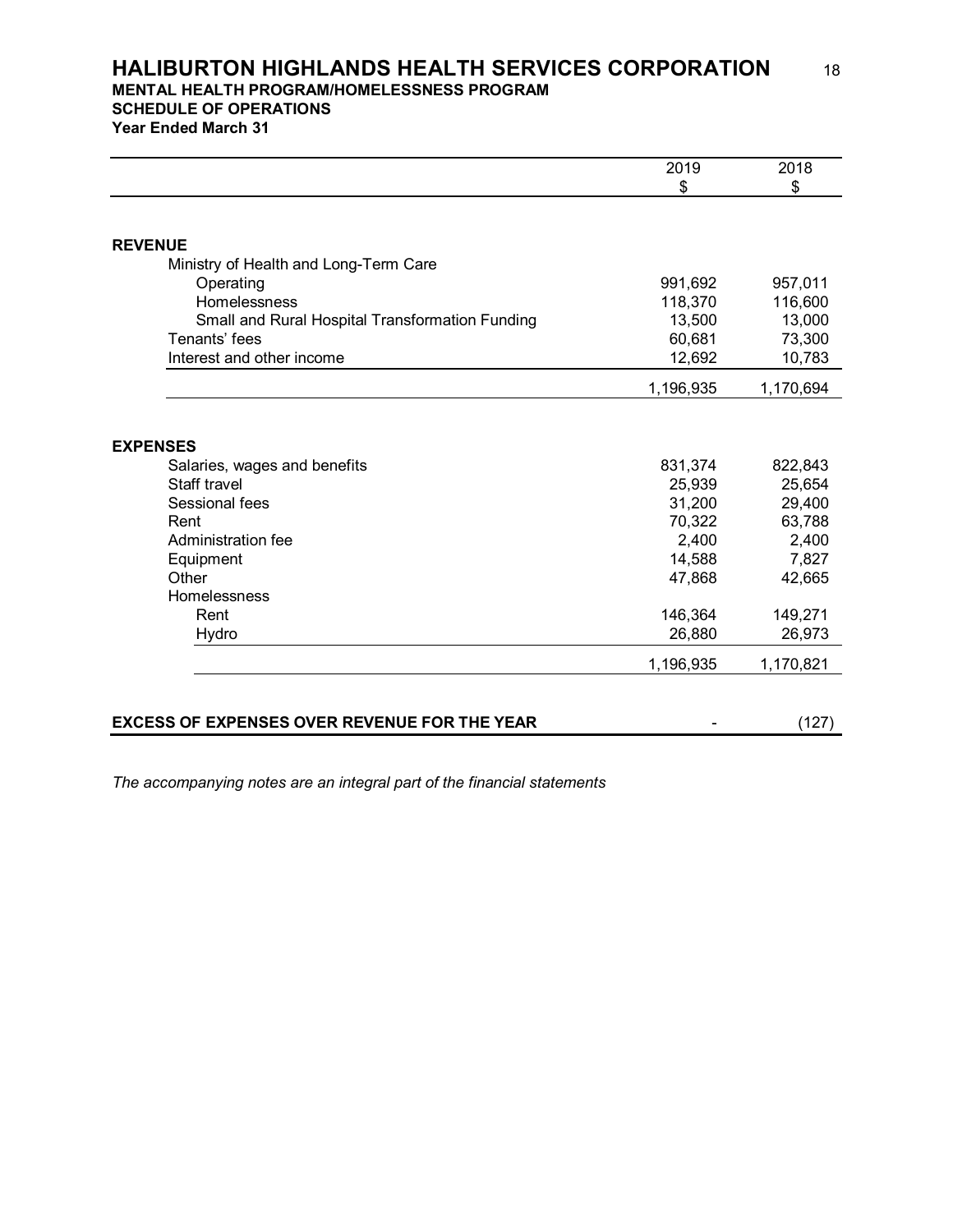# HALIBURTON HIGHLANDS HEALTH SERVICES CORPORATION

## MENTAL HEALTH PROGRAM/HOMELESSNESS PROGRAM

## SCHEDULE OF OPERATIONS

**Year Ended March 31**

| | 2019<br>$ | 2018<br>$ |
|---|---|---|
| **REVENUE** | | |
| Ministry of Health and Long-Term Care | | |
| Operating | 991,692 | 957,011 |
| Homelessness | 118,370 | 116,600 |
| Small and Rural Hospital Transformation Funding | 13,500 | 13,000 |
| Tenants' fees | 60,681 | 73,300 |
| Interest and other income | 12,692 | 10,783 |
| | 1,196,935 | 1,170,694 |
| **EXPENSES** | | |
| Salaries, wages and benefits | 831,374 | 822,843 |
| Staff travel | 25,939 | 25,654 |
| Sessional fees | 31,200 | 29,400 |
| Rent | 70,322 | 63,788 |
| Administration fee | 2,400 | 2,400 |
| Equipment | 14,588 | 7,827 |
| Other | 47,868 | 42,665 |
| Homelessness | | |
| Rent | 146,364 | 149,271 |
| Hydro | 26,880 | 26,973 |
| | 1,196,935 | 1,170,821 |
| **EXCESS OF EXPENSES OVER REVENUE FOR THE YEAR** | - | (127) |

*The accompanying notes are an integral part of the financial statements*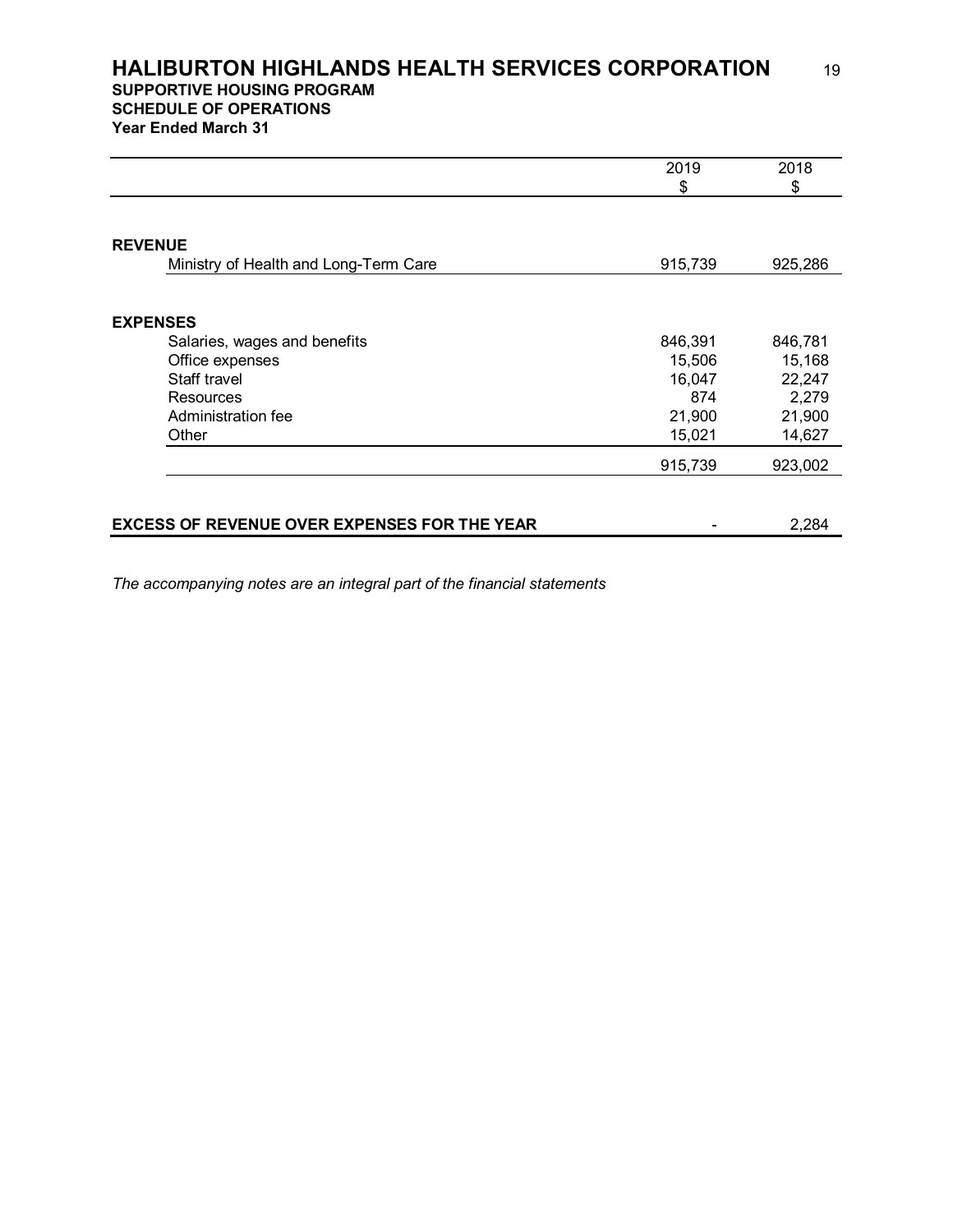# HALIBURTON HIGHLANDS HEALTH SERVICES CORPORATION

**SUPPORTIVE HOUSING PROGRAM**
**SCHEDULE OF OPERATIONS**
**Year Ended March 31**

| | 2019<br>$ | 2018<br>$ |
|---|---|---|
| **REVENUE** | | |
| Ministry of Health and Long-Term Care | 915,739 | 925,286 |
| **EXPENSES** | | |
| Salaries, wages and benefits | 846,391 | 846,781 |
| Office expenses | 15,506 | 15,168 |
| Staff travel | 16,047 | 22,247 |
| Resources | 874 | 2,279 |
| Administration fee | 21,900 | 21,900 |
| Other | 15,021 | 14,627 |
| | 915,739 | 923,002 |
| **EXCESS OF REVENUE OVER EXPENSES FOR THE YEAR** | - | 2,284 |

*The accompanying notes are an integral part of the financial statements*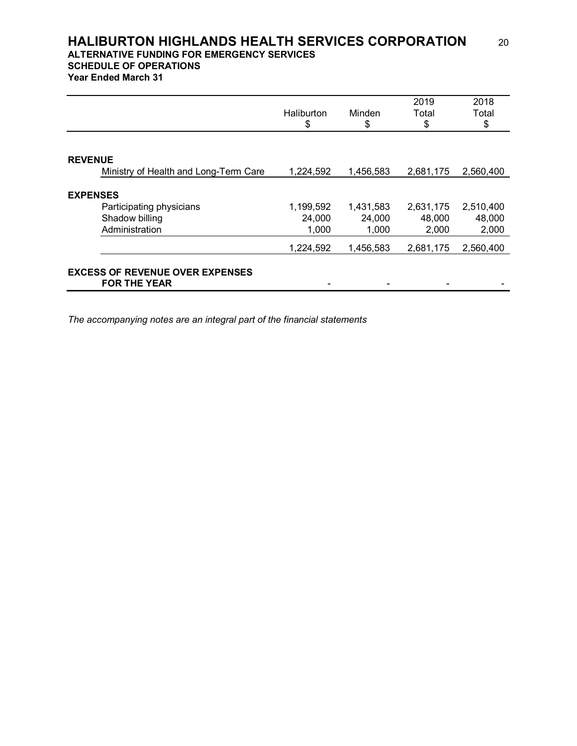# HALIBURTON HIGHLANDS HEALTH SERVICES CORPORATION

**ALTERNATIVE FUNDING FOR EMERGENCY SERVICES**
**SCHEDULE OF OPERATIONS**
**Year Ended March 31**

| | Haliburton<br>$ | Minden<br>$ | 2019<br>Total<br>$ | 2018<br>Total<br>$ |
|---|---|---|---|---|
| **REVENUE** | | | | |
| Ministry of Health and Long-Term Care | 1,224,592 | 1,456,583 | 2,681,175 | 2,560,400 |
| **EXPENSES** | | | | |
| Participating physicians | 1,199,592 | 1,431,583 | 2,631,175 | 2,510,400 |
| Shadow billing | 24,000 | 24,000 | 48,000 | 48,000 |
| Administration | 1,000 | 1,000 | 2,000 | 2,000 |
| | 1,224,592 | 1,456,583 | 2,681,175 | 2,560,400 |
| **EXCESS OF REVENUE OVER EXPENSES FOR THE YEAR** | - | - | - | - |

*The accompanying notes are an integral part of the financial statements*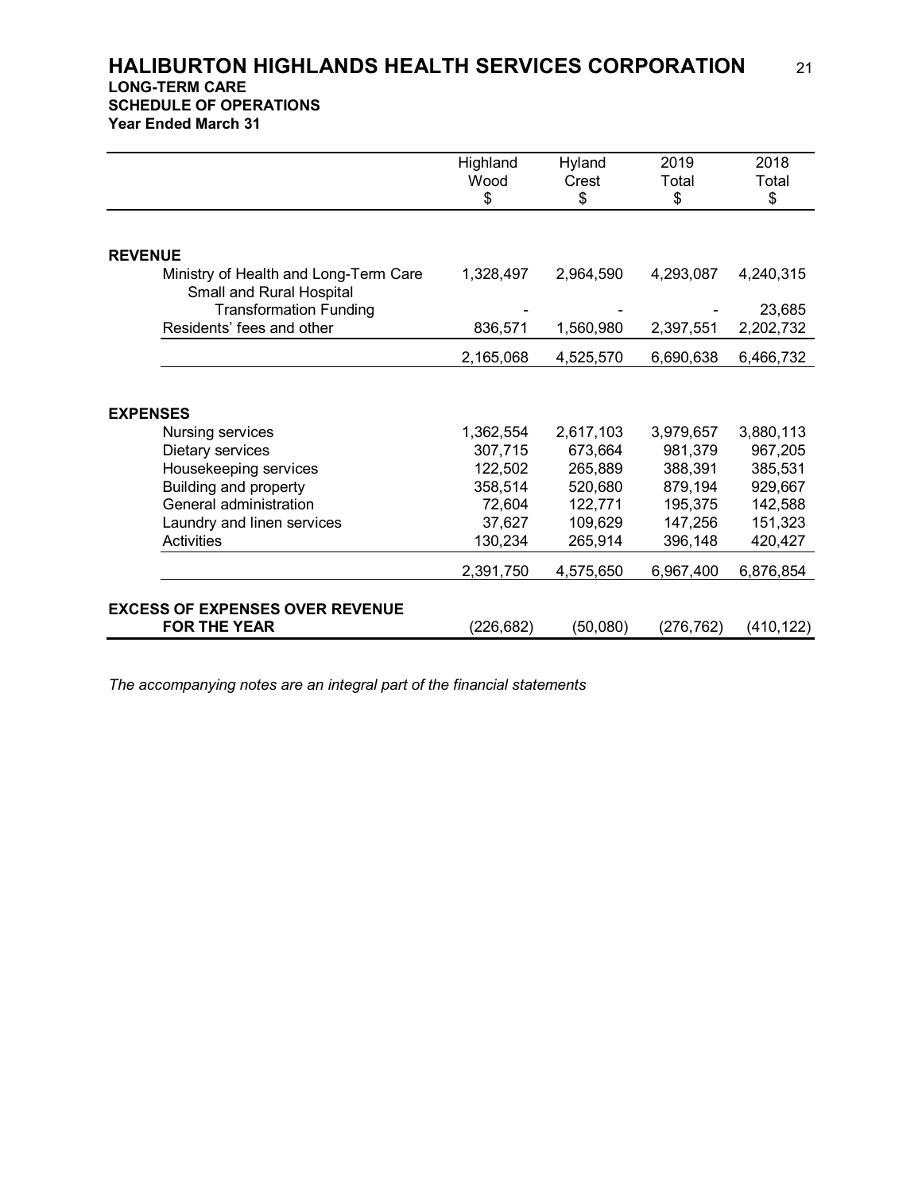# HALIBURTON HIGHLANDS HEALTH SERVICES CORPORATION

**LONG-TERM CARE**
**SCHEDULE OF OPERATIONS**
**Year Ended March 31**

| | Highland Wood $ | Hyland Crest $ | 2019 Total $ | 2018 Total $ |
|---|---|---|---|---|
| **REVENUE** | | | | |
| Ministry of Health and Long-Term Care | 1,328,497 | 2,964,590 | 4,293,087 | 4,240,315 |
| Small and Rural Hospital Transformation Funding | - | - | - | 23,685 |
| Residents' fees and other | 836,571 | 1,560,980 | 2,397,551 | 2,202,732 |
| | 2,165,068 | 4,525,570 | 6,690,638 | 6,466,732 |
| **EXPENSES** | | | | |
| Nursing services | 1,362,554 | 2,617,103 | 3,979,657 | 3,880,113 |
| Dietary services | 307,715 | 673,664 | 981,379 | 967,205 |
| Housekeeping services | 122,502 | 265,889 | 388,391 | 385,531 |
| Building and property | 358,514 | 520,680 | 879,194 | 929,667 |
| General administration | 72,604 | 122,771 | 195,375 | 142,588 |
| Laundry and linen services | 37,627 | 109,629 | 147,256 | 151,323 |
| Activities | 130,234 | 265,914 | 396,148 | 420,427 |
| | 2,391,750 | 4,575,650 | 6,967,400 | 6,876,854 |
| **EXCESS OF EXPENSES OVER REVENUE FOR THE YEAR** | (226,682) | (50,080) | (276,762) | (410,122) |

*The accompanying notes are an integral part of the financial statements*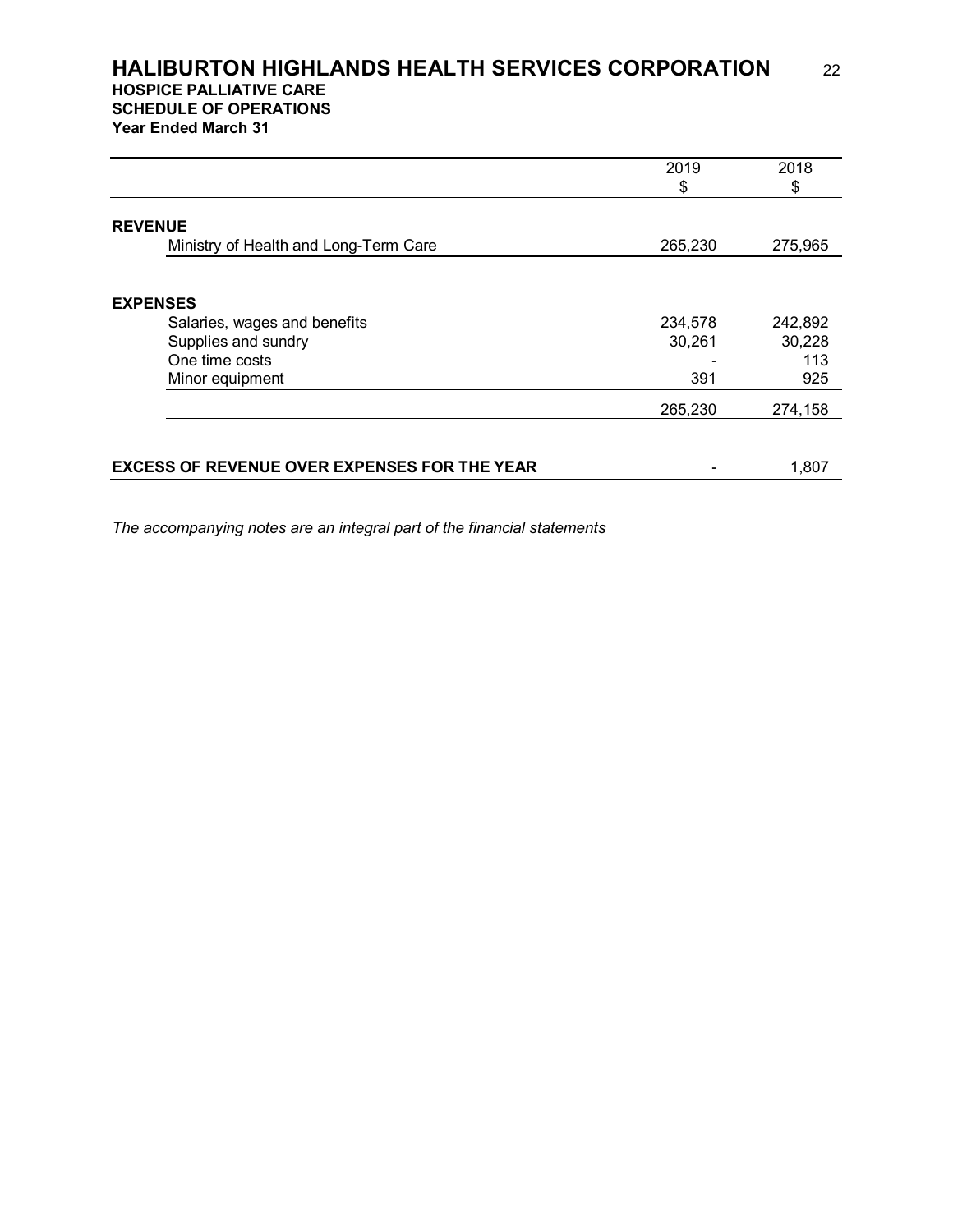# HALIBURTON HIGHLANDS HEALTH SERVICES CORPORATION

**HOSPICE PALLIATIVE CARE**
**SCHEDULE OF OPERATIONS**
**Year Ended March 31**

| | 2019<br>$ | 2018<br>$ |
|---|---|---|
| **REVENUE** | | |
| Ministry of Health and Long-Term Care | 265,230 | 275,965 |
| **EXPENSES** | | |
| Salaries, wages and benefits | 234,578 | 242,892 |
| Supplies and sundry | 30,261 | 30,228 |
| One time costs | - | 113 |
| Minor equipment | 391 | 925 |
| | 265,230 | 274,158 |
| **EXCESS OF REVENUE OVER EXPENSES FOR THE YEAR** | - | 1,807 |

*The accompanying notes are an integral part of the financial statements*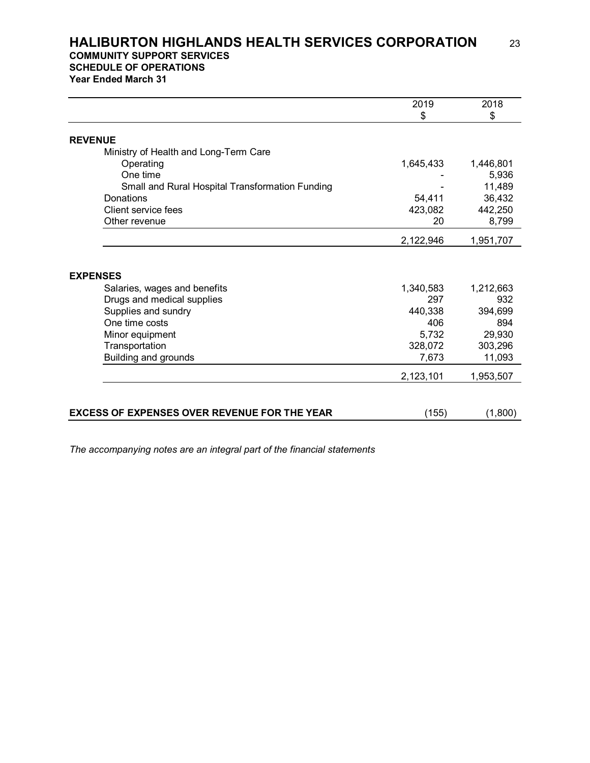# HALIBURTON HIGHLANDS HEALTH SERVICES CORPORATION

## COMMUNITY SUPPORT SERVICES
## SCHEDULE OF OPERATIONS
### Year Ended March 31

| | 2019<br>$ | 2018<br>$ |
|---|---|---|
| **REVENUE** | | |
| Ministry of Health and Long-Term Care | | |
| Operating | 1,645,433 | 1,446,801 |
| One time | - | 5,936 |
| Small and Rural Hospital Transformation Funding | - | 11,489 |
| Donations | 54,411 | 36,432 |
| Client service fees | 423,082 | 442,250 |
| Other revenue | 20 | 8,799 |
| | 2,122,946 | 1,951,707 |
| **EXPENSES** | | |
| Salaries, wages and benefits | 1,340,583 | 1,212,663 |
| Drugs and medical supplies | 297 | 932 |
| Supplies and sundry | 440,338 | 394,699 |
| One time costs | 406 | 894 |
| Minor equipment | 5,732 | 29,930 |
| Transportation | 328,072 | 303,296 |
| Building and grounds | 7,673 | 11,093 |
| | 2,123,101 | 1,953,507 |
| **EXCESS OF EXPENSES OVER REVENUE FOR THE YEAR** | (155) | (1,800) |

*The accompanying notes are an integral part of the financial statements*